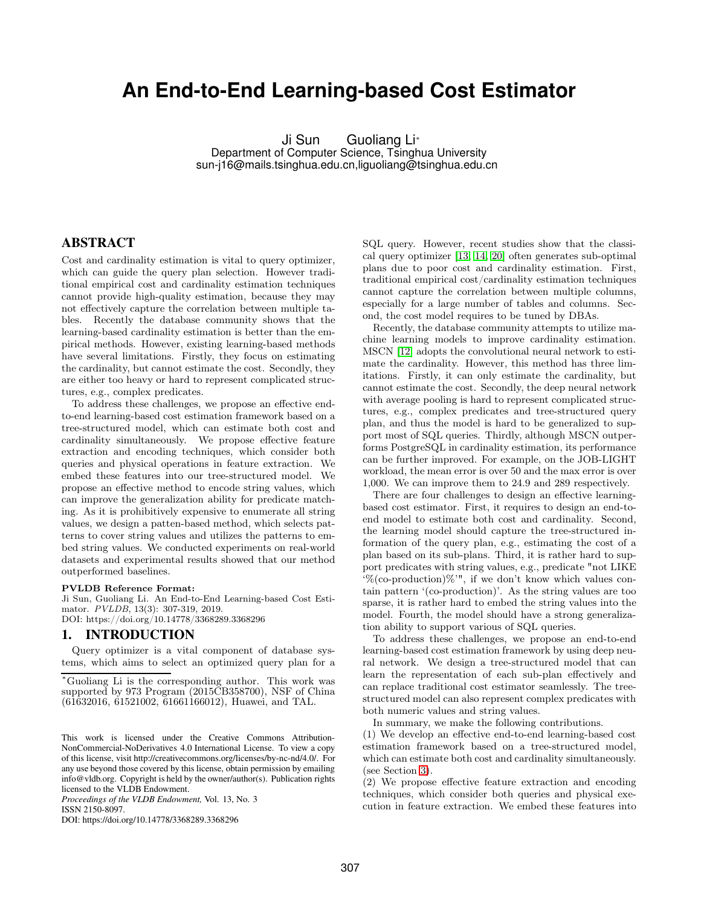# An End-to-End Learning-based Cost Estimator

Ji Sun Guoliang Li*

Department of Computer Science, Tsinghua University

sun-j16@mails.tsinghua.edu.cn,liguoliang@tsinghua.edu.cn

## ABSTRACT

Cost and cardinality estimation is vital to query optimizer, which can guide the query plan selection. However traditional empirical cost and cardinality estimation techniques cannot provide high-quality estimation, because they may not effectively capture the correlation between multiple tables. Recently the database community shows that the learning-based cardinality estimation is better than the empirical methods. However, existing learning-based methods have several limitations. Firstly, they focus on estimating the cardinality, but cannot estimate the cost. Secondly, they are either too heavy or hard to represent complicated structures, e.g., complex predicates.

To address these challenges, we propose an effective end-to-end learning-based cost estimation framework based on a tree-structured model, which can estimate both cost and cardinality simultaneously. We propose effective feature extraction and encoding techniques, which consider both queries and physical operations in feature extraction. We embed these features into our tree-structured model. We propose an effective method to encode string values, which can improve the generalization ability for predicate matching. As it is prohibitively expensive to enumerate all string values, we design a patten-based method, which selects patterns to cover string values and utilizes the patterns to embed string values. We conducted experiments on real-world datasets and experimental results showed that our method outperformed baselines.

**PVLDB Reference Format:**
Ji Sun, Guoliang Li. An End-to-End Learning-based Cost Estimator. *PVLDB*, 13(3): 307-319, 2019.
DOI: https://doi.org/10.14778/3368289.3368296

## 1. INTRODUCTION

Query optimizer is a vital component of database systems, which aims to select an optimized query plan for a SQL query. However, recent studies show that the classical query optimizer [13, 14, 20] often generates sub-optimal plans due to poor cost and cardinality estimation. First, traditional empirical cost/cardinality estimation techniques cannot capture the correlation between multiple columns, especially for a large number of tables and columns. Second, the cost model requires to be tuned by DBAs.

Recently, the database community attempts to utilize machine learning models to improve cardinality estimation. MSCN [12] adopts the convolutional neural network to estimate the cardinality. However, this method has three limitations. Firstly, it can only estimate the cardinality, but cannot estimate the cost. Secondly, the deep neural network with average pooling is hard to represent complicated structures, e.g., complex predicates and tree-structured query plan, and thus the model is hard to be generalized to support most of SQL queries. Thirdly, although MSCN outperforms PostgreSQL in cardinality estimation, its performance can be further improved. For example, on the JOB-LIGHT workload, the mean error is over 50 and the max error is over 1,000. We can improve them to 24.9 and 289 respectively.

There are four challenges to design an effective learning-based cost estimator. First, it requires to design an end-to-end model to estimate both cost and cardinality. Second, the learning model should capture the tree-structured information of the query plan, e.g., estimating the cost of a plan based on its sub-plans. Third, it is rather hard to support predicates with string values, e.g., predicate "not LIKE '%(co-production)%'", if we don't know which values contain pattern '(co-production)'. As the string values are too sparse, it is rather hard to embed the string values into the model. Fourth, the model should have a strong generalization ability to support various of SQL queries.

To address these challenges, we propose an end-to-end learning-based cost estimation framework by using deep neural network. We design a tree-structured model that can learn the representation of each sub-plan effectively and can replace traditional cost estimator seamlessly. The tree-structured model can also represent complex predicates with both numeric values and string values.

In summary, we make the following contributions.

(1) We develop an effective end-to-end learning-based cost estimation framework based on a tree-structured model, which can estimate both cost and cardinality simultaneously. (see Section 3).

(2) We propose effective feature extraction and encoding techniques, which consider both queries and physical execution in feature extraction. We embed these features into

*Guoliang Li is the corresponding author. This work was supported by 973 Program (2015CB358700), NSF of China (61632016, 61521002, 61661166012), Huawei, and TAL.

This work is licensed under the Creative Commons Attribution-NonCommercial-NoDerivatives 4.0 International License. To view a copy of this license, visit http://creativecommons.org/licenses/by-nc-nd/4.0/. For any use beyond those covered by this license, obtain permission by emailing info@vldb.org. Copyright is held by the owner/author(s). Publication rights licensed to the VLDB Endowment.
*Proceedings of the VLDB Endowment,* Vol. 13, No. 3
ISSN 2150-8097.
DOI: https://doi.org/10.14778/3368289.3368296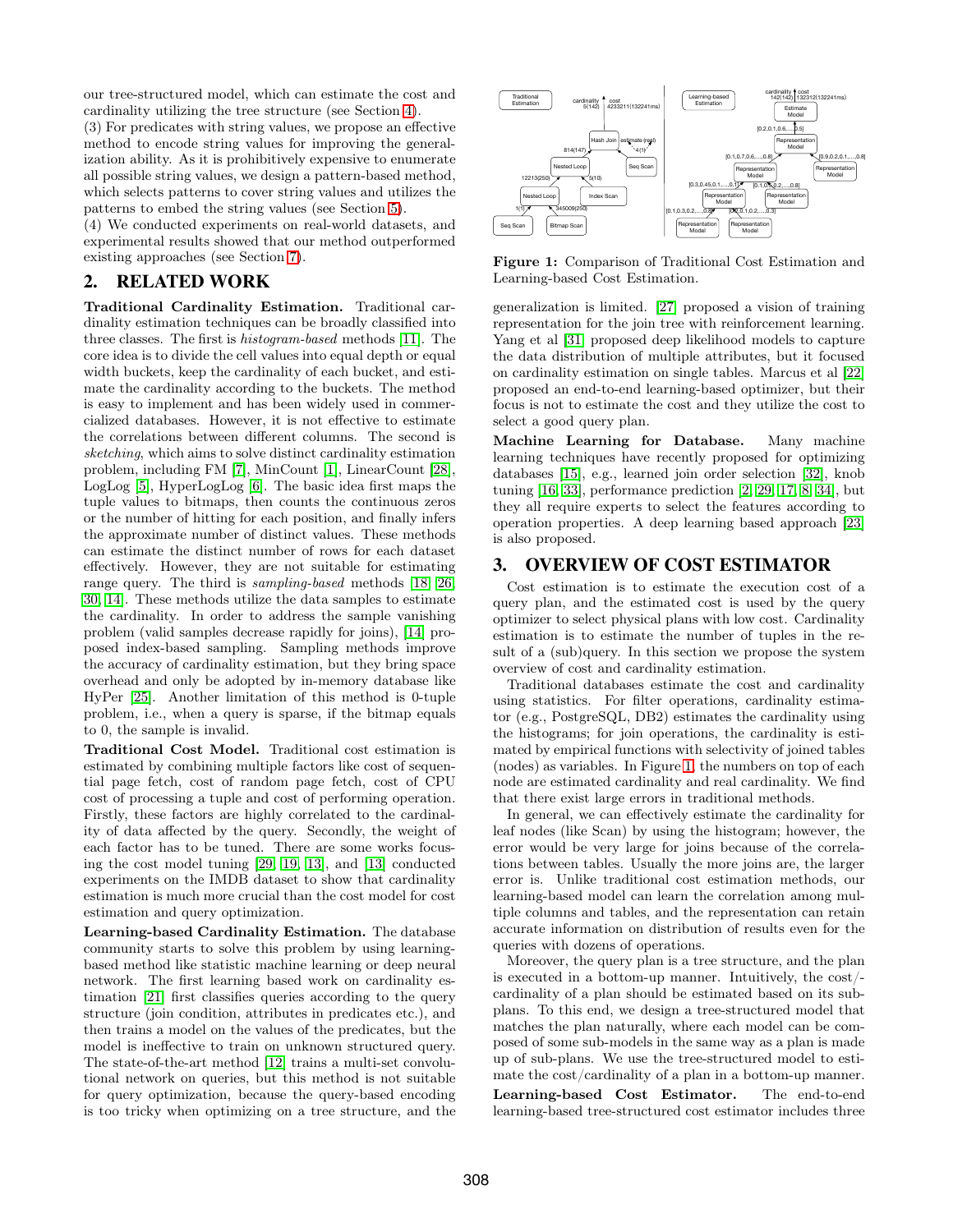our tree-structured model, which can estimate the cost and cardinality utilizing the tree structure (see Section 4).

(3) For predicates with string values, we propose an effective method to encode string values for improving the generalization ability. As it is prohibitively expensive to enumerate all possible string values, we design a pattern-based method, which selects patterns to cover string values and utilizes the patterns to embed the string values (see Section 5).

(4) We conducted experiments on real-world datasets, and experimental results showed that our method outperformed existing approaches (see Section 7).

## 2. RELATED WORK

**Traditional Cardinality Estimation.** Traditional cardinality estimation techniques can be broadly classified into three classes. The first is *histogram-based* methods [11]. The core idea is to divide the cell values into equal depth or equal width buckets, keep the cardinality of each bucket, and estimate the cardinality according to the buckets. The method is easy to implement and has been widely used in commercialized databases. However, it is not effective to estimate the correlations between different columns. The second is *sketching*, which aims to solve distinct cardinality estimation problem, including FM [7], MinCount [1], LinearCount [28], LogLog [5], HyperLogLog [6]. The basic idea first maps the tuple values to bitmaps, then counts the continuous zeros or the number of hitting for each position, and finally infers the approximate number of distinct values. These methods can estimate the distinct number of rows for each dataset effectively. However, they are not suitable for estimating range query. The third is *sampling-based* methods [18, 26, 30, 14]. These methods utilize the data samples to estimate the cardinality. In order to address the sample vanishing problem (valid samples decrease rapidly for joins), [14] proposed index-based sampling. Sampling methods improve the accuracy of cardinality estimation, but they bring space overhead and only be adopted by in-memory database like HyPer [25]. Another limitation of this method is 0-tuple problem, i.e., when a query is sparse, if the bitmap equals to 0, the sample is invalid.

**Traditional Cost Model.** Traditional cost estimation is estimated by combining multiple factors like cost of sequential page fetch, cost of random page fetch, cost of CPU cost of processing a tuple and cost of performing operation. Firstly, these factors are highly correlated to the cardinality of data affected by the query. Secondly, the weight of each factor has to be tuned. There are some works focusing the cost model tuning [29, 19, 13], and [13] conducted experiments on the IMDB dataset to show that cardinality estimation is much more crucial than the cost model for cost estimation and query optimization.

**Learning-based Cardinality Estimation.** The database community starts to solve this problem by using learning-based method like statistic machine learning or deep neural network. The first learning based work on cardinality estimation [21] first classifies queries according to the query structure (join condition, attributes in predicates etc.), and then trains a model on the values of the predicates, but the model is ineffective to train on unknown structured query. The state-of-the-art method [12] trains a multi-set convolutional network on queries, but this method is not suitable for query optimization, because the query-based encoding is too tricky when optimizing on a tree structure, and the generalization is limited. [27] proposed a vision of training representation for the join tree with reinforcement learning. Yang et al [31] proposed deep likelihood models to capture the data distribution of multiple attributes, but it focused on cardinality estimation on single tables. Marcus et al [22] proposed an end-to-end learning-based optimizer, but their focus is not to estimate the cost and they utilize the cost to select a good query plan.

**Figure 1:** Comparison of Traditional Cost Estimation and Learning-based Cost Estimation.

**Machine Learning for Database.** Many machine learning techniques have recently proposed for optimizing databases [15], e.g., learned join order selection [32], knob tuning [16, 33], performance prediction [2, 29, 17, 8, 34], but they all require experts to select the features according to operation properties. A deep learning based approach [23] is also proposed.

## 3. OVERVIEW OF COST ESTIMATOR

Cost estimation is to estimate the execution cost of a query plan, and the estimated cost is used by the query optimizer to select physical plans with low cost. Cardinality estimation is to estimate the number of tuples in the result of a (sub)query. In this section we propose the system overview of cost and cardinality estimation.

Traditional databases estimate the cost and cardinality using statistics. For filter operations, cardinality estimator (e.g., PostgreSQL, DB2) estimates the cardinality using the histograms; for join operations, the cardinality is estimated by empirical functions with selectivity of joined tables (nodes) as variables. In Figure 1, the numbers on top of each node are estimated cardinality and real cardinality. We find that there exist large errors in traditional methods.

In general, we can effectively estimate the cardinality for leaf nodes (like Scan) by using the histogram; however, the error would be very large for joins because of the correlations between tables. Usually the more joins are, the larger error is. Unlike traditional cost estimation methods, our learning-based model can learn the correlation among multiple columns and tables, and the representation can retain accurate information on distribution of results even for the queries with dozens of operations.

Moreover, the query plan is a tree structure, and the plan is executed in a bottom-up manner. Intuitively, the cost/cardinality of a plan should be estimated based on its sub-plans. To this end, we design a tree-structured model that matches the plan naturally, where each model can be composed of some sub-models in the same way as a plan is made up of sub-plans. We use the tree-structured model to estimate the cost/cardinality of a plan in a bottom-up manner.

**Learning-based Cost Estimator.** The end-to-end learning-based tree-structured cost estimator includes three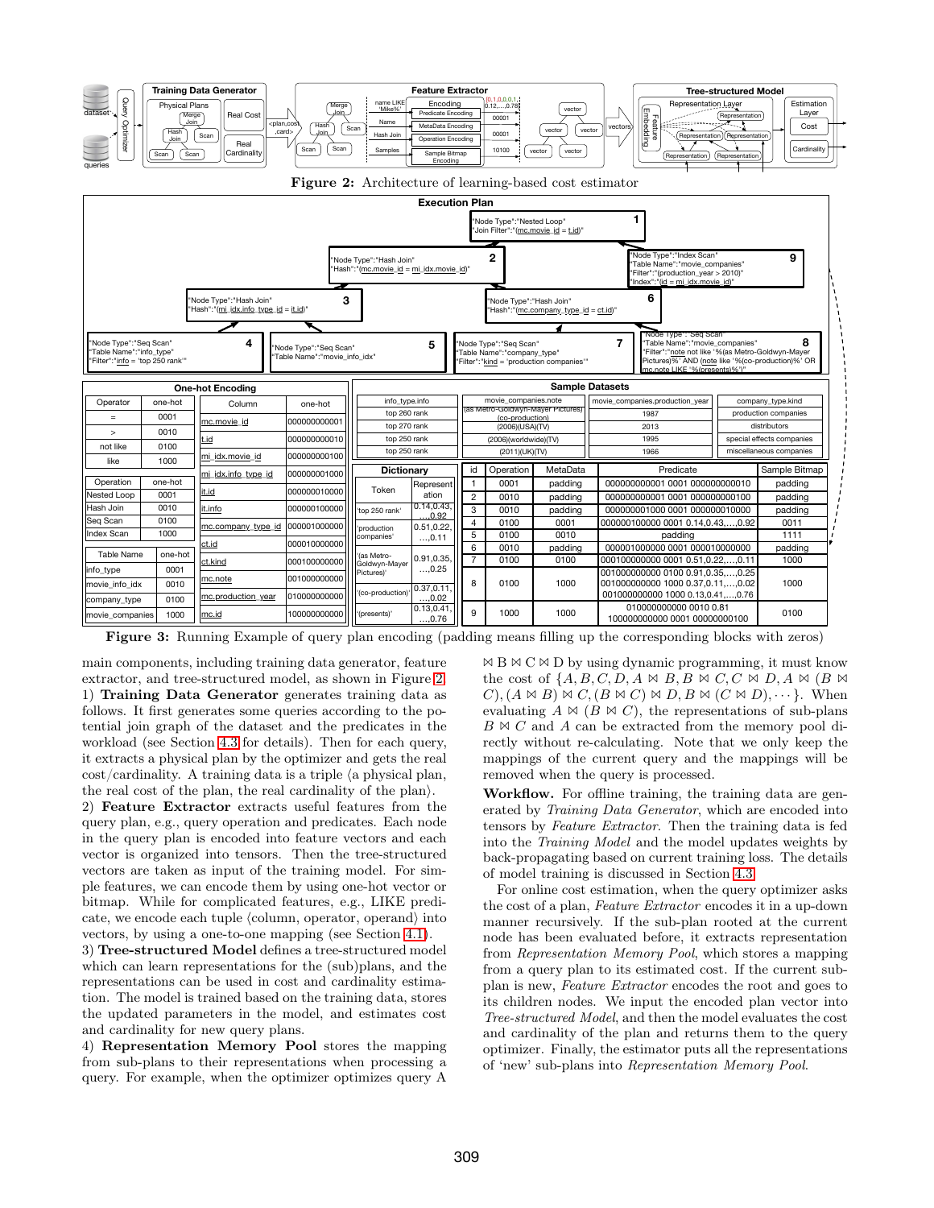**Figure 2:** Architecture of learning-based cost estimator

**Figure 3:** Running Example of query plan encoding (padding means filling up the corresponding blocks with zeros)

main components, including training data generator, feature extractor, and tree-structured model, as shown in Figure 2.

1) **Training Data Generator** generates training data as follows. It first generates some queries according to the potential join graph of the dataset and the predicates in the workload (see Section 4.3 for details). Then for each query, it extracts a physical plan by the optimizer and gets the real cost/cardinality. A training data is a triple ⟨a physical plan, the real cost of the plan, the real cardinality of the plan⟩.

2) **Feature Extractor** extracts useful features from the query plan, e.g., query operation and predicates. Each node in the query plan is encoded into feature vectors and each vector is organized into tensors. Then the tree-structured vectors are taken as input of the training model. For simple features, we can encode them by using one-hot vector or bitmap. While for complicated features, e.g., LIKE predicate, we encode each tuple ⟨column, operator, operand⟩ into vectors, by using a one-to-one mapping (see Section 4.1).

3) **Tree-structured Model** defines a tree-structured model which can learn representations for the (sub)plans, and the representations can be used in cost and cardinality estimation. The model is trained based on the training data, stores the updated parameters in the model, and estimates cost and cardinality for new query plans.

4) **Representation Memory Pool** stores the mapping from sub-plans to their representations when processing a query. For example, when the optimizer optimizes query A $\bowtie$ B $\bowtie$ C $\bowtie$ D by using dynamic programming, it must know the cost of $\{A, B, C, D, A \bowtie B, B \bowtie C, C \bowtie D, A \bowtie (B \bowtie C), (A \bowtie B) \bowtie C, (B \bowtie C) \bowtie D, B \bowtie (C \bowtie D), \cdots\}$. When evaluating $A \bowtie (B \bowtie C)$, the representations of sub-plans $B \bowtie C$ and $A$ can be extracted from the memory pool directly without re-calculating. Note that we only keep the mappings of the current query and the mappings will be removed when the query is processed.

**Workflow.** For offline training, the training data are generated by *Training Data Generator*, which are encoded into tensors by *Feature Extractor*. Then the training data is fed into the *Training Model* and the model updates weights by back-propagating based on current training loss. The details of model training is discussed in Section 4.3.

For online cost estimation, when the query optimizer asks the cost of a plan, *Feature Extractor* encodes it in a up-down manner recursively. If the sub-plan rooted at the current node has been evaluated before, it extracts representation from *Representation Memory Pool*, which stores a mapping from a query plan to its estimated cost. If the current sub-plan is new, *Feature Extractor* encodes the root and goes to its children nodes. We input the encoded plan vector into *Tree-structured Model*, and then the model evaluates the cost and cardinality of the plan and returns them to the query optimizer. Finally, the estimator puts all the representations of 'new' sub-plans into *Representation Memory Pool*.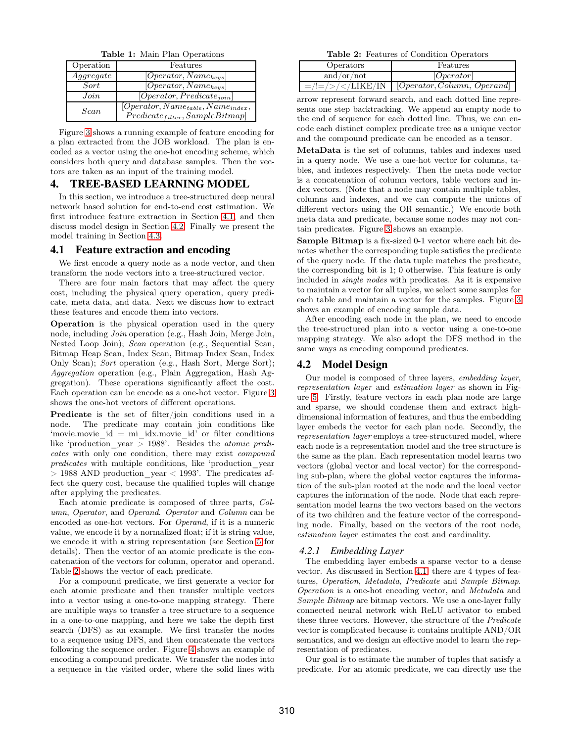**Table 1:** Main Plan Operations

| Operation | Features |
|---|---|
| *Aggregate* | $[Operator, Name_{keys}]$ |
| *Sort* | $[Operator, Name_{keys}]$ |
| *Join* | $[Operator, Predicate_{join}]$ |
| *Scan* | $[Operator, Name_{table}, Name_{index}, Predicate_{filter}, SampleBitmap]$ |

Figure 3 shows a running example of feature encoding for a plan extracted from the JOB workload. The plan is encoded as a vector using the one-hot encoding scheme, which considers both query and database samples. Then the vectors are taken as an input of the training model.

# 4. TREE-BASED LEARNING MODEL

In this section, we introduce a tree-structured deep neural network based solution for end-to-end cost estimation. We first introduce feature extraction in Section 4.1 and then discuss model design in Section 4.2. Finally we present the model training in Section 4.3.

## 4.1 Feature extraction and encoding

We first encode a query node as a node vector, and then transform the node vectors into a tree-structured vector.

There are four main factors that may affect the query cost, including the physical query operation, query predicate, meta data, and data. Next we discuss how to extract these features and encode them into vectors.

**Operation** is the physical operation used in the query node, including *Join* operation (e.g., Hash Join, Merge Join, Nested Loop Join); *Scan* operation (e.g., Sequential Scan, Bitmap Heap Scan, Index Scan, Bitmap Index Scan, Index Only Scan); *Sort* operation (e.g., Hash Sort, Merge Sort); *Aggregation* operation (e.g., Plain Aggregation, Hash Aggregation). These operations significantly affect the cost. Each operation can be encode as a one-hot vector. Figure 3 shows the one-hot vectors of different operations.

**Predicate** is the set of filter/join conditions used in a node. The predicate may contain join conditions like 'movie.movie_id = mi_idx.movie_id' or filter conditions like 'production_year > 1988'. Besides the *atomic predicates* with only one condition, there may exist *compound predicates* with multiple conditions, like 'production_year > 1988 AND production_year < 1993'. The predicates affect the query cost, because the qualified tuples will change after applying the predicates.

Each atomic predicate is composed of three parts, *Column*, *Operator*, and *Operand*. *Operator* and *Column* can be encoded as one-hot vectors. For *Operand*, if it is a numeric value, we encode it by a normalized float; if it is string value, we encode it with a string representation (see Section 5 for details). Then the vector of an atomic predicate is the concatenation of the vectors for column, operator and operand. Table 2 shows the vector of each predicate.

For a compound predicate, we first generate a vector for each atomic predicate and then transfer multiple vectors into a vector using a one-to-one mapping strategy. There are multiple ways to transfer a tree structure to a sequence in a one-to-one mapping, and here we take the depth first search (DFS) as an example. We first transfer the nodes to a sequence using DFS, and then concatenate the vectors following the sequence order. Figure 4 shows an example of encoding a compound predicate. We transfer the nodes into a sequence in the visited order, where the solid lines with

**Table 2:** Features of Condition Operators

| Operators | Features |
|---|---|
| and/or/not | $[Operator]$ |
| =/!=/>/</LIKE/IN | $[Operator, Column, Operand]$ |

arrow represent forward search, and each dotted line represents one step backtracking. We append an empty node to the end of sequence for each dotted line. Thus, we can encode each distinct complex predicate tree as a unique vector and the compound predicate can be encoded as a tensor.

**MetaData** is the set of columns, tables and indexes used in a query node. We use a one-hot vector for columns, tables, and indexes respectively. Then the meta node vector is a concatenation of column vectors, table vectors and index vectors. (Note that a node may contain multiple tables, columns and indexes, and we can compute the unions of different vectors using the OR semantic.) We encode both meta data and predicate, because some nodes may not contain predicates. Figure 3 shows an example.

**Sample Bitmap** is a fix-sized 0-1 vector where each bit denotes whether the corresponding tuple satisfies the predicate of the query node. If the data tuple matches the predicate, the corresponding bit is 1; 0 otherwise. This feature is only included in *single nodes* with predicates. As it is expensive to maintain a vector for all tuples, we select some samples for each table and maintain a vector for the samples. Figure 3 shows an example of encoding sample data.

After encoding each node in the plan, we need to encode the tree-structured plan into a vector using a one-to-one mapping strategy. We also adopt the DFS method in the same ways as encoding compound predicates.

## 4.2 Model Design

Our model is composed of three layers, *embedding layer*, *representation layer* and *estimation layer* as shown in Figure 5. Firstly, feature vectors in each plan node are large and sparse, we should condense them and extract high-dimensional information of features, and thus the embedding layer embeds the vector for each plan node. Secondly, the *representation layer* employs a tree-structured model, where each node is a representation model and the tree structure is the same as the plan. Each representation model learns two vectors (global vector and local vector) for the corresponding sub-plan, where the global vector captures the information of the sub-plan rooted at the node and the local vector captures the information of the node. Node that each representation model learns the two vectors based on the vectors of its two children and the feature vector of the corresponding node. Finally, based on the vectors of the root node, *estimation layer* estimates the cost and cardinality.

### 4.2.1 Embedding Layer

The embedding layer embeds a sparse vector to a dense vector. As discussed in Section 4.1, there are 4 types of features, *Operation*, *Metadata*, *Predicate* and *Sample Bitmap*. *Operation* is a one-hot encoding vector, and *Metadata* and *Sample Bitmap* are bitmap vectors. We use a one-layer fully connected neural network with ReLU activator to embed these three vectors. However, the structure of the *Predicate* vector is complicated because it contains multiple AND/OR semantics, and we design an effective model to learn the representation of predicates.

Our goal is to estimate the number of tuples that satisfy a predicate. For an atomic predicate, we can directly use the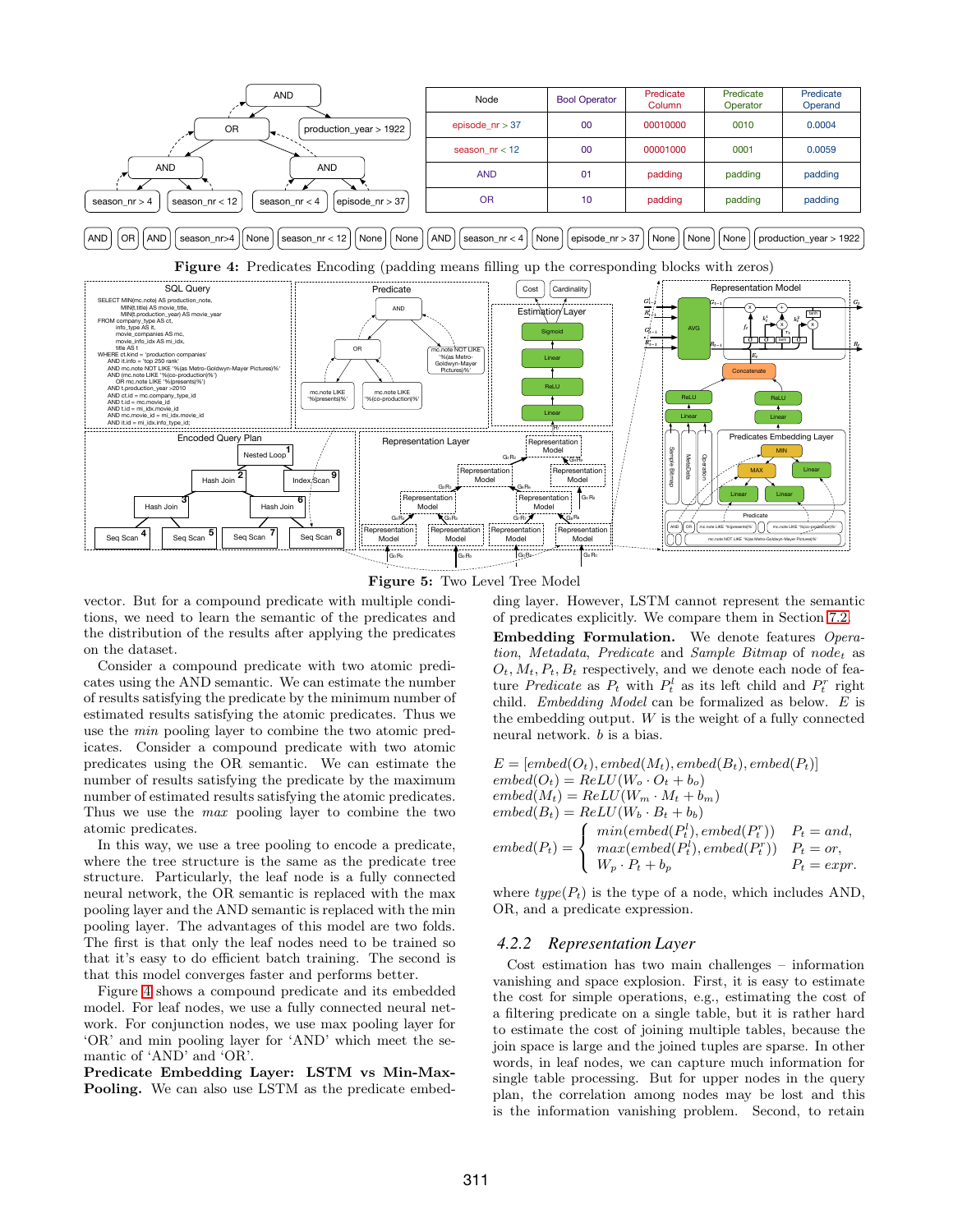| Node | Bool Operator | Predicate Column | Predicate Operator | Predicate Operand |
|---|---|---|---|---|
| episode_nr > 37 | 00 | 00010000 | 0010 | 0.0004 |
| season_nr < 12 | 00 | 00001000 | 0001 | 0.0059 |
| AND | 01 | padding | padding | padding |
| OR | 10 | padding | padding | padding |

**Figure 4:** Predicates Encoding (padding means filling up the corresponding blocks with zeros)

**Figure 5:** Two Level Tree Model

vector. But for a compound predicate with multiple conditions, we need to learn the semantic of the predicates and the distribution of the results after applying the predicates on the dataset.

Consider a compound predicate with two atomic predicates using the AND semantic. We can estimate the number of results satisfying the predicate by the minimum number of estimated results satisfying the atomic predicates. Thus we use the *min* pooling layer to combine the two atomic predicates. Consider a compound predicate with two atomic predicates using the OR semantic. We can estimate the number of results satisfying the predicate by the maximum number of estimated results satisfying the atomic predicates. Thus we use the *max* pooling layer to combine the two atomic predicates.

In this way, we use a tree pooling to encode a predicate, where the tree structure is the same as the predicate tree structure. Particularly, the leaf node is a fully connected neural network, the OR semantic is replaced with the max pooling layer and the AND semantic is replaced with the min pooling layer. The advantages of this model are two folds. The first is that only the leaf nodes need to be trained so that it's easy to do efficient batch training. The second is that this model converges faster and performs better.

Figure 4 shows a compound predicate and its embedded model. For leaf nodes, we use a fully connected neural network. For conjunction nodes, we use max pooling layer for 'OR' and min pooling layer for 'AND' which meet the semantic of 'AND' and 'OR'.

**Predicate Embedding Layer: LSTM vs Min-Max-Pooling.** We can also use LSTM as the predicate embedding layer. However, LSTM cannot represent the semantic of predicates explicitly. We compare them in Section 7.2.

**Embedding Formulation.** We denote features *Operation*, *Metadata*, *Predicate* and *Sample Bitmap* of $node_t$ as $O_t, M_t, P_t, B_t$ respectively, and we denote each node of feature *Predicate* as $P_t$ with $P_t^l$ as its left child and $P_t^r$ right child. *Embedding Model* can be formalized as below. $E$ is the embedding output. $W$ is the weight of a fully connected neural network. $b$ is a bias.

$$
\begin{aligned}
&E = [embed(O_t), embed(M_t), embed(B_t), embed(P_t)]\\
&embed(O_t) = ReLU(W_o \cdot O_t + b_o)\\
&embed(M_t) = ReLU(W_m \cdot M_t + b_m)\\
&embed(B_t) = ReLU(W_b \cdot B_t + b_b)\\
&embed(P_t) = \begin{cases} min(embed(P_t^l), embed(P_t^r)) & P_t = and,\\ max(embed(P_t^l), embed(P_t^r)) & P_t = or,\\ W_p \cdot P_t + b_p & P_t = expr. \end{cases}
\end{aligned}
$$

where $type(P_t)$ is the type of a node, which includes AND, OR, and a predicate expression.

### 4.2.2 Representation Layer

Cost estimation has two main challenges – information vanishing and space explosion. First, it is easy to estimate the cost for simple operations, e.g., estimating the cost of a filtering predicate on a single table, but it is rather hard to estimate the cost of joining multiple tables, because the join space is large and the joined tuples are sparse. In other words, in leaf nodes, we can capture much information for single table processing. But for upper nodes in the query plan, the correlation among nodes may be lost and this is the information vanishing problem. Second, to retain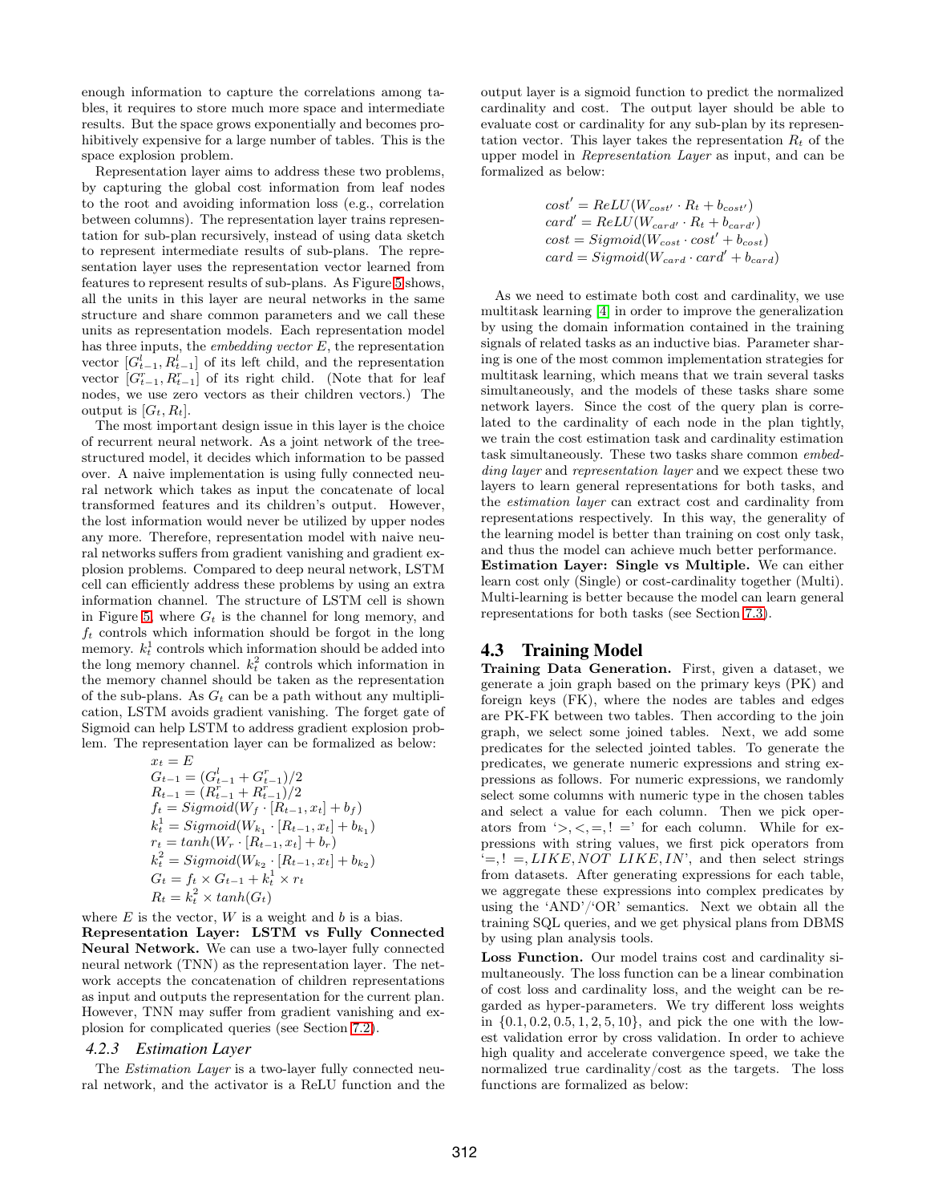enough information to capture the correlations among tables, it requires to store much more space and intermediate results. But the space grows exponentially and becomes prohibitively expensive for a large number of tables. This is the space explosion problem.

Representation layer aims to address these two problems, by capturing the global cost information from leaf nodes to the root and avoiding information loss (e.g., correlation between columns). The representation layer trains representation for sub-plan recursively, instead of using data sketch to represent intermediate results of sub-plans. The representation layer uses the representation vector learned from features to represent results of sub-plans. As Figure 5 shows, all the units in this layer are neural networks in the same structure and share common parameters and we call these units as representation models. Each representation model has three inputs, the *embedding vector* $E$, the representation vector $[G^l_{t-1}, R^l_{t-1}]$ of its left child, and the representation vector $[G^r_{t-1}, R^r_{t-1}]$ of its right child. (Note that for leaf nodes, we use zero vectors as their children vectors.) The output is $[G_t, R_t]$.

The most important design issue in this layer is the choice of recurrent neural network. As a joint network of the tree-structured model, it decides which information to be passed over. A naive implementation is using fully connected neural network which takes as input the concatenate of local transformed features and its children's output. However, the lost information would never be utilized by upper nodes any more. Therefore, representation model with naive neural networks suffers from gradient vanishing and gradient explosion problems. Compared to deep neural network, LSTM cell can efficiently address these problems by using an extra information channel. The structure of LSTM cell is shown in Figure 5, where $G_t$ is the channel for long memory, and $f_t$ controls which information should be forgot in the long memory. $k^1_t$ controls which information should be added into the long memory channel. $k^2_t$ controls which information in the memory channel should be taken as the representation of the sub-plans. As $G_t$ can be a path without any multiplication, LSTM avoids gradient vanishing. The forget gate of Sigmoid can help LSTM to address gradient explosion problem. The representation layer can be formalized as below:

$$
\begin{aligned}
&x_t = E\\
&G_{t-1} = (G^l_{t-1} + G^r_{t-1})/2\\
&R_{t-1} = (R^r_{t-1} + R^r_{t-1})/2\\
&f_t = Sigmoid(W_f \cdot [R_{t-1}, x_t] + b_f)\\
&k^1_t = Sigmoid(W_{k_1} \cdot [R_{t-1}, x_t] + b_{k_1})\\
&r_t = tanh(W_r \cdot [R_{t-1}, x_t] + b_r)\\
&k^2_t = Sigmoid(W_{k_2} \cdot [R_{t-1}, x_t] + b_{k_2})\\
&G_t = f_t \times G_{t-1} + k^1_t \times r_t\\
&R_t = k^2_t \times tanh(G_t)
\end{aligned}
$$

where $E$ is the vector, $W$ is a weight and $b$ is a bias.

**Representation Layer: LSTM vs Fully Connected Neural Network.** We can use a two-layer fully connected neural network (TNN) as the representation layer. The network accepts the concatenation of children representations as input and outputs the representation for the current plan. However, TNN may suffer from gradient vanishing and explosion for complicated queries (see Section 7.2).

### 4.2.3 Estimation Layer

The *Estimation Layer* is a two-layer fully connected neural network, and the activator is a ReLU function and the output layer is a sigmoid function to predict the normalized cardinality and cost. The output layer should be able to evaluate cost or cardinality for any sub-plan by its representation vector. This layer takes the representation $R_t$ of the upper model in *Representation Layer* as input, and can be formalized as below:

$$
\begin{aligned}
&cost' = ReLU(W_{cost'} \cdot R_t + b_{cost'})\\
&card' = ReLU(W_{card'} \cdot R_t + b_{card'})\\
&cost = Sigmoid(W_{cost} \cdot cost' + b_{cost})\\
&card = Sigmoid(W_{card} \cdot card' + b_{card})
\end{aligned}
$$

As we need to estimate both cost and cardinality, we use multitask learning [4] in order to improve the generalization by using the domain information contained in the training signals of related tasks as an inductive bias. Parameter sharing is one of the most common implementation strategies for multitask learning, which means that we train several tasks simultaneously, and the models of these tasks share some network layers. Since the cost of the query plan is correlated to the cardinality of each node in the plan tightly, we train the cost estimation task and cardinality estimation task simultaneously. These two tasks share common *embedding layer* and *representation layer* and we expect these two layers to learn general representations for both tasks, and the *estimation layer* can extract cost and cardinality from representations respectively. In this way, the generality of the learning model is better than training on cost only task, and thus the model can achieve much better performance.

**Estimation Layer: Single vs Multiple.** We can either learn cost only (Single) or cost-cardinality together (Multi). Multi-learning is better because the model can learn general representations for both tasks (see Section 7.3).

## 4.3 Training Model

**Training Data Generation.** First, given a dataset, we generate a join graph based on the primary keys (PK) and foreign keys (FK), where the nodes are tables and edges are PK-FK between two tables. Then according to the join graph, we select some joined tables. Next, we add some predicates for the selected jointed tables. To generate the predicates, we generate numeric expressions and string expressions as follows. For numeric expressions, we randomly select some columns with numeric type in the chosen tables and select a value for each column. Then we pick operators from '$>, <, =, !=$' for each column. While for expressions with string values, we first pick operators from '$=, !=, LIKE, NOT\ LIKE, IN$', and then select strings from datasets. After generating expressions for each table, we aggregate these expressions into complex predicates by using the 'AND'/'OR' semantics. Next we obtain all the training SQL queries, and we get physical plans from DBMS by using plan analysis tools.

**Loss Function.** Our model trains cost and cardinality simultaneously. The loss function can be a linear combination of cost loss and cardinality loss, and the weight can be regarded as hyper-parameters. We try different loss weights in $\{0.1, 0.2, 0.5, 1, 2, 5, 10\}$, and pick the one with the lowest validation error by cross validation. In order to achieve high quality and accelerate convergence speed, we take the normalized true cardinality/cost as the targets. The loss functions are formalized as below: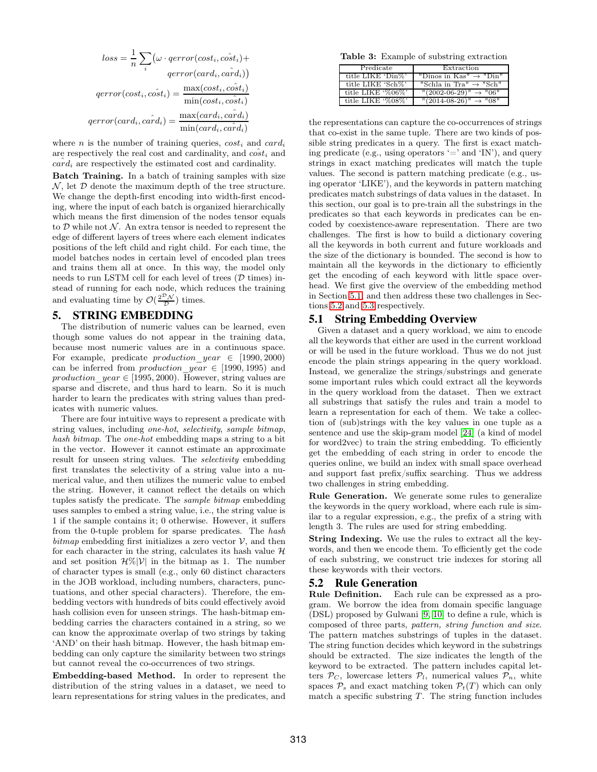$$loss = \frac{1}{n}\sum_i \big(\omega \cdot qerror(cost_i, \hat{cost_i}) + qerror(card_i, \hat{card_i})\big)$$

$$qerror(cost_i, \hat{cost_i}) = \frac{\max(cost_i, \hat{cost_i})}{\min(cost_i, \hat{cost_i})}$$

$$qerror(card_i, \hat{card_i}) = \frac{\max(card_i, \hat{card_i})}{\min(card_i, \hat{card_i})}$$

where $n$ is the number of training queries, $cost_i$ and $card_i$ are respectively the real cost and cardinality, and $\hat{cost_i}$ and $\hat{card_i}$ are respectively the estimated cost and cardinality.

**Batch Training.** In a batch of training samples with size $\mathcal{N}$, let $\mathcal{D}$ denote the maximum depth of the tree structure. We change the depth-first encoding into width-first encoding, where the input of each batch is organized hierarchically which means the first dimension of the nodes tensor equals to $\mathcal{D}$ while not $\mathcal{N}$. An extra tensor is needed to represent the edge of different layers of trees where each element indicates positions of the left child and right child. For each time, the model batches nodes in certain level of encoded plan trees and trains them all at once. In this way, the model only needs to run LSTM cell for each level of trees ($\mathcal{D}$ times) instead of running for each node, which reduces the training and evaluating time by $\mathcal{O}(\frac{2^{\mathcal{D}}\mathcal{N}}{\mathcal{D}})$ times.

## 5. STRING EMBEDDING

The distribution of numeric values can be learned, even though some values do not appear in the training data, because most numeric values are in a continuous space. For example, predicate $production\_year \in [1990, 2000)$ can be inferred from $production\_year \in [1990, 1995)$ and $production\_year \in [1995, 2000)$. However, string values are sparse and discrete, and thus hard to learn. So it is much harder to learn the predicates with string values than predicates with numeric values.

There are four intuitive ways to represent a predicate with string values, including *one-hot*, *selectivity*, *sample bitmap*, *hash bitmap*. The *one-hot* embedding maps a string to a bit in the vector. However it cannot estimate an approximate result for unseen string values. The *selectivity* embedding first translates the selectivity of a string value into a numerical value, and then utilizes the numeric value to embed the string. However, it cannot reflect the details on which tuples satisfy the predicate. The *sample bitmap* embedding uses samples to embed a string value, i.e., the string value is 1 if the sample contains it; 0 otherwise. However, it suffers from the 0-tuple problem for sparse predicates. The *hash bitmap* embedding first initializes a zero vector $\mathcal{V}$, and then for each character in the string, calculates its hash value $\mathcal{H}$ and set position $\mathcal{H}\%|\mathcal{V}|$ in the bitmap as 1. The number of character types is small (e.g., only 60 distinct characters in the JOB workload, including numbers, characters, punctuations, and other special characters). Therefore, the embedding vectors with hundreds of bits could effectively avoid hash collision even for unseen strings. The hash-bitmap embedding carries the characters contained in a string, so we can know the approximate overlap of two strings by taking 'AND' on their hash bitmap. However, the hash bitmap embedding can only capture the similarity between two strings but cannot reveal the co-occurrences of two strings.

**Embedding-based Method.** In order to represent the distribution of the string values in a dataset, we need to learn representations for string values in the predicates, and the representations can capture the co-occurrences of strings that co-exist in the same tuple. There are two kinds of possible string predicates in a query. The first is exact matching predicate (e.g., using operators '=' and 'IN'), and query strings in exact matching predicates will match the tuple values. The second is pattern matching predicate (e.g., using operator 'LIKE'), and the keywords in pattern matching predicates match substrings of data values in the dataset. In this section, our goal is to pre-train all the substrings in the predicates so that each keywords in predicates can be encoded by coexistence-aware representation. There are two challenges. The first is how to build a dictionary covering all the keywords in both current and future workloads and the size of the dictionary is bounded. The second is how to maintain all the keywords in the dictionary to efficiently get the encoding of each keyword with little space overhead. We first give the overview of the embedding method in Section 5.1, and then address these two challenges in Sections 5.2 and 5.3 respectively.

**Table 3:** Example of substring extraction

| Predicate | Extraction |
|---|---|
| title LIKE 'Din%' | "Dinos in Kas" → "Din" |
| title LIKE 'Sch%' | "Schla in Tra" → "Sch" |
| title LIKE '%06%' | "(2002-06-29)" → "06" |
| title LIKE '%08%' | "(2014-08-26)" → "08" |

### 5.1 String Embedding Overview

Given a dataset and a query workload, we aim to encode all the keywords that either are used in the current workload or will be used in the future workload. Thus we do not just encode the plain strings appearing in the query workload. Instead, we generalize the strings/substrings and generate some important rules which could extract all the keywords in the query workload from the dataset. Then we extract all substrings that satisfy the rules and train a model to learn a representation for each of them. We take a collection of (sub)strings with the key values in one tuple as a sentence and use the skip-gram model [24] (a kind of model for word2vec) to train the string embedding. To efficiently get the embedding of each string in order to encode the queries online, we build an index with small space overhead and support fast prefix/suffix searching. Thus we address two challenges in string embedding.

**Rule Generation.** We generate some rules to generalize the keywords in the query workload, where each rule is similar to a regular expression, e.g., the prefix of a string with length 3. The rules are used for string embedding.

**String Indexing.** We use the rules to extract all the keywords, and then we encode them. To efficiently get the code of each substring, we construct trie indexes for storing all these keywords with their vectors.

### 5.2 Rule Generation

**Rule Definition.** Each rule can be expressed as a program. We borrow the idea from domain specific language (DSL) proposed by Gulwani [9, 10] to define a rule, which is composed of three parts, *pattern, string function and size*. The pattern matches substrings of tuples in the dataset. The string function decides which keyword in the substrings should be extracted. The size indicates the length of the keyword to be extracted. The pattern includes capital letters $\mathcal{P}_C$, lowercase letters $\mathcal{P}_l$, numerical values $\mathcal{P}_n$, white spaces $\mathcal{P}_s$ and exact matching token $\mathcal{P}_t(T)$ which can only match a specific substring $T$. The string function includes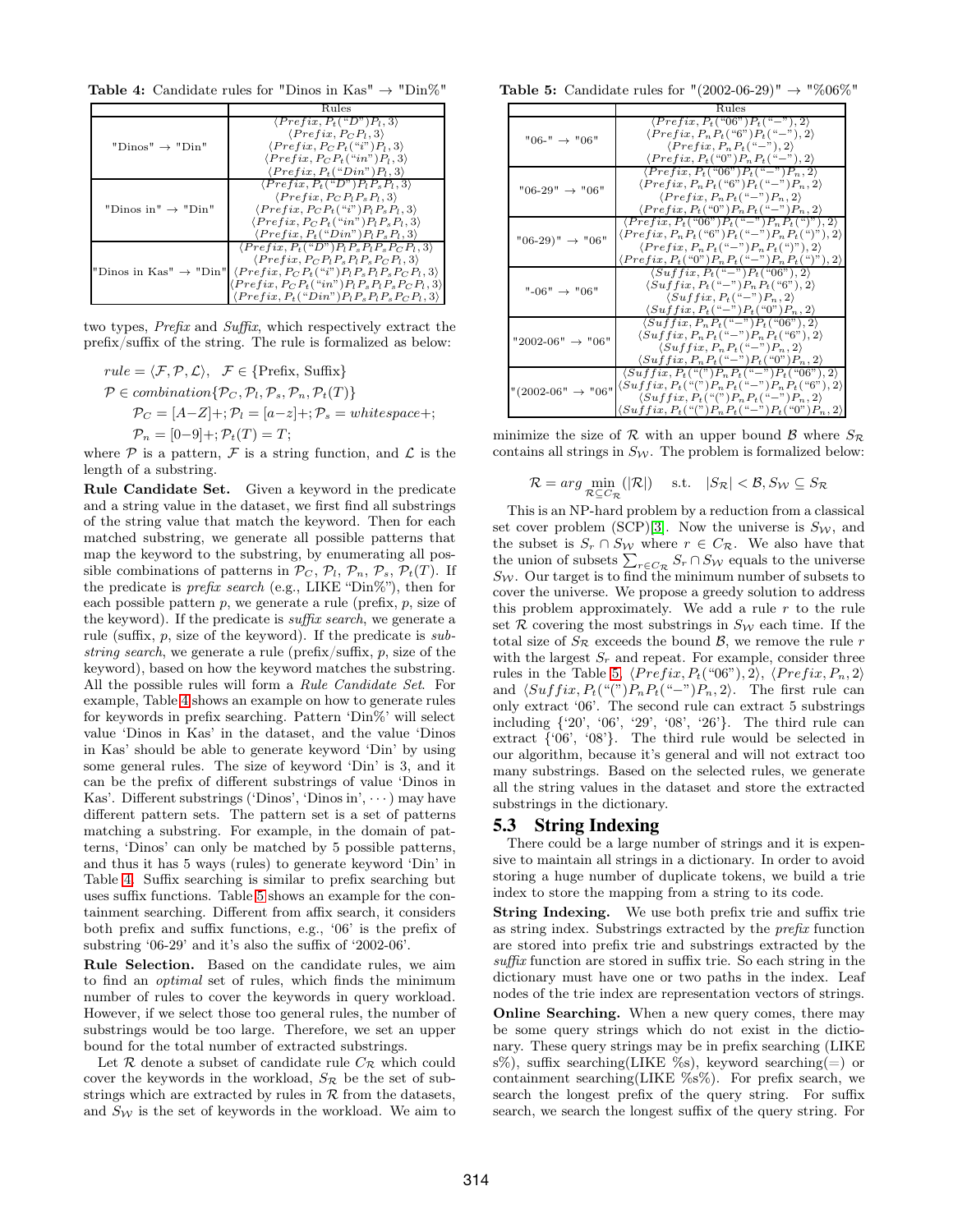**Table 4:** Candidate rules for "Dinos in Kas" → "Din%"

| | Rules |
|---|---|
| "Dinos" → "Din" | $\langle Prefix, P_t(\text{"}D\text{"})P_l, 3\rangle$ |
| | $\langle Prefix, P_C P_l, 3\rangle$ |
| | $\langle Prefix, P_C P_t(\text{"}i\text{"})P_l, 3\rangle$ |
| | $\langle Prefix, P_C P_t(\text{"}in\text{"})P_l, 3\rangle$ |
| | $\langle Prefix, P_t(\text{"}Din\text{"})P_l, 3\rangle$ |
| "Dinos in" → "Din" | $\langle Prefix, P_t(\text{"}D\text{"})P_l P_s P_l, 3\rangle$ |
| | $\langle Prefix, P_C P_l P_s P_l, 3\rangle$ |
| | $\langle Prefix, P_C P_t(\text{"}i\text{"})P_l P_s P_l, 3\rangle$ |
| | $\langle Prefix, P_C P_t(\text{"}in\text{"})P_l P_s P_l, 3\rangle$ |
| | $\langle Prefix, P_t(\text{"}Din\text{"})P_l P_s P_l, 3\rangle$ |
| "Dinos in Kas" → "Din" | $\langle Prefix, P_t(\text{"}D\text{"})P_l P_s P_l P_s P_C P_l, 3\rangle$ |
| | $\langle Prefix, P_C P_l P_s P_l P_s P_C P_l, 3\rangle$ |
| | $\langle Prefix, P_C P_t(\text{"}i\text{"})P_l P_s P_l P_s P_C P_l, 3\rangle$ |
| | $\langle Prefix, P_C P_t(\text{"}in\text{"})P_l P_s P_l P_s P_C P_l, 3\rangle$ |
| | $\langle Prefix, P_t(\text{"}Din\text{"})P_l P_s P_l P_s P_C P_l, 3\rangle$ |

two types, *Prefix* and *Suffix*, which respectively extract the prefix/suffix of the string. The rule is formalized as below:

$$
\begin{aligned}
&rule = \langle \mathcal{F}, \mathcal{P}, \mathcal{L}\rangle, \quad \mathcal{F} \in \{\text{Prefix, Suffix}\}\\
&\mathcal{P} \in combination\{\mathcal{P}_C, \mathcal{P}_l, \mathcal{P}_s, \mathcal{P}_n, \mathcal{P}_t(T)\}\\
&\qquad \mathcal{P}_C = [A\text{–}Z]+; \mathcal{P}_l = [a\text{–}z]+; \mathcal{P}_s = whitespace+;\\
&\qquad \mathcal{P}_n = [0\text{–}9]+; \mathcal{P}_t(T) = T;
\end{aligned}
$$

where $\mathcal{P}$ is a pattern, $\mathcal{F}$ is a string function, and $\mathcal{L}$ is the length of a substring.

**Rule Candidate Set.** Given a keyword in the predicate and a string value in the dataset, we first find all substrings of the string value that match the keyword. Then for each matched substring, we generate all possible patterns that map the keyword to the substring, by enumerating all possible combinations of patterns in $\mathcal{P}_C$, $\mathcal{P}_l$, $\mathcal{P}_n$, $\mathcal{P}_s$, $\mathcal{P}_t(T)$. If the predicate is *prefix search* (e.g., LIKE "Din%"), then for each possible pattern $p$, we generate a rule (prefix, $p$, size of the keyword). If the predicate is *suffix search*, we generate a rule (suffix, $p$, size of the keyword). If the predicate is *substring search*, we generate a rule (prefix/suffix, $p$, size of the keyword), based on how the keyword matches the substring. All the possible rules will form a *Rule Candidate Set*. For example, Table 4 shows an example on how to generate rules for keywords in prefix searching. Pattern 'Din%' will select value 'Dinos in Kas' in the dataset, and the value 'Dinos in Kas' should be able to generate keyword 'Din' by using some general rules. The size of keyword 'Din' is 3, and it can be the prefix of different substrings of value 'Dinos in Kas'. Different substrings ('Dinos', 'Dinos in', $\cdots$) may have different pattern sets. The pattern set is a set of patterns matching a substring. For example, in the domain of patterns, 'Dinos' can only be matched by 5 possible patterns, and thus it has 5 ways (rules) to generate keyword 'Din' in Table 4. Suffix searching is similar to prefix searching but uses suffix functions. Table 5 shows an example for the containment searching. Different from affix search, it considers both prefix and suffix functions, e.g., '06' is the prefix of substring '06-29' and it's also the suffix of '2002-06'.

**Rule Selection.** Based on the candidate rules, we aim to find an *optimal* set of rules, which finds the minimum number of rules to cover the keywords in query workload. However, if we select those too general rules, the number of substrings would be too large. Therefore, we set an upper bound for the total number of extracted substrings.

Let $\mathcal{R}$ denote a subset of candidate rule $C_\mathcal{R}$ which could cover the keywords in the workload, $S_\mathcal{R}$ be the set of substrings which are extracted by rules in $\mathcal{R}$ from the datasets, and $S_\mathcal{W}$ is the set of keywords in the workload. We aim to minimize the size of $\mathcal{R}$ with an upper bound $\mathcal{B}$ where $S_\mathcal{R}$ contains all strings in $S_\mathcal{W}$. The problem is formalized below:

**Table 5:** Candidate rules for "(2002-06-29)" → "%06%"

| | Rules |
|---|---|
| "06-" → "06" | $\langle Prefix, P_t(\text{"06"})P_t(\text{"–"}), 2\rangle$ |
| | $\langle Prefix, P_n P_t(\text{"6"})P_t(\text{"–"}), 2\rangle$ |
| | $\langle Prefix, P_n P_t(\text{"–"}), 2\rangle$ |
| | $\langle Prefix, P_t(\text{"0"})P_n P_t(\text{"–"}), 2\rangle$ |
| "06-29" → "06" | $\langle Prefix, P_t(\text{"06"})P_t(\text{"–"})P_n, 2\rangle$ |
| | $\langle Prefix, P_n P_t(\text{"6"})P_t(\text{"–"})P_n, 2\rangle$ |
| | $\langle Prefix, P_n P_t(\text{"–"})P_n, 2\rangle$ |
| | $\langle Prefix, P_t(\text{"0"})P_n P_t(\text{"–"})P_n, 2\rangle$ |
| "06-29)" → "06" | $\langle Prefix, P_t(\text{"06"})P_t(\text{"–"})P_n P_t(\text{")"}), 2\rangle$ |
| | $\langle Prefix, P_n P_t(\text{"6"})P_t(\text{"–"})P_n P_t(\text{")"}), 2\rangle$ |
| | $\langle Prefix, P_n P_t(\text{"–"})P_n P_t(\text{")"}), 2\rangle$ |
| | $\langle Prefix, P_t(\text{"0"})P_n P_t(\text{"–"})P_n P_t(\text{")"}), 2\rangle$ |
| "-06" → "06" | $\langle Suffix, P_t(\text{"–"})P_t(\text{"06"}), 2\rangle$ |
| | $\langle Suffix, P_t(\text{"–"})P_n P_t(\text{"6"}), 2\rangle$ |
| | $\langle Suffix, P_t(\text{"–"})P_n, 2\rangle$ |
| | $\langle Suffix, P_t(\text{"–"})P_t(\text{"0"})P_n, 2\rangle$ |
| "2002-06" → "06" | $\langle Suffix, P_n P_t(\text{"–"})P_t(\text{"06"}), 2\rangle$ |
| | $\langle Suffix, P_n P_t(\text{"–"})P_n P_t(\text{"6"}), 2\rangle$ |
| | $\langle Suffix, P_n P_t(\text{"–"})P_n, 2\rangle$ |
| | $\langle Suffix, P_n P_t(\text{"–"})P_t(\text{"0"})P_n, 2\rangle$ |
| "(2002-06" → "06" | $\langle Suffix, P_t(\text{"("})P_n P_t(\text{"–"})P_t(\text{"06"}), 2\rangle$ |
| | $\langle Suffix, P_t(\text{"("})P_n P_t(\text{"–"})P_n P_t(\text{"6"}), 2\rangle$ |
| | $\langle Suffix, P_t(\text{"("})P_n P_t(\text{"–"})P_n, 2\rangle$ |
| | $\langle Suffix, P_t(\text{"("})P_n P_t(\text{"–"})P_t(\text{"0"})P_n, 2\rangle$ |

$$
\mathcal{R} = arg \min_{\mathcal{R} \subseteq C_\mathcal{R}} (|\mathcal{R}|) \quad \text{s.t.} \quad |S_\mathcal{R}| < \mathcal{B}, S_\mathcal{W} \subseteq S_\mathcal{R}
$$

This is an NP-hard problem by a reduction from a classical set cover problem (SCP)[3]. Now the universe is $S_\mathcal{W}$, and the subset is $S_r \cap S_\mathcal{W}$ where $r \in C_\mathcal{R}$. We also have that the union of subsets $\sum_{r \in C_\mathcal{R}} S_r \cap S_\mathcal{W}$ equals to the universe $S_\mathcal{W}$. Our target is to find the minimum number of subsets to cover the universe. We propose a greedy solution to address this problem approximately. We add a rule $r$ to the rule set $\mathcal{R}$ covering the most substrings in $S_\mathcal{W}$ each time. If the total size of $S_\mathcal{R}$ exceeds the bound $\mathcal{B}$, we remove the rule $r$ with the largest $S_r$ and repeat. For example, consider three rules in the Table 5, $\langle Prefix, P_t(\text{"06"}), 2\rangle$, $\langle Prefix, P_n, 2\rangle$ and $\langle Suffix, P_t(\text{"("})P_n P_t(\text{"–"})P_n, 2\rangle$. The first rule can only extract '06'. The second rule can extract 5 substrings including {'20', '06', '29', '08', '26'}. The third rule can extract {'06', '08'}. The third rule would be selected in our algorithm, because it's general and will not extract too many substrings. Based on the selected rules, we generate all the string values in the dataset and store the extracted substrings in the dictionary.

## 5.3 String Indexing

There could be a large number of strings and it is expensive to maintain all strings in a dictionary. In order to avoid storing a huge number of duplicate tokens, we build a trie index to store the mapping from a string to its code.

**String Indexing.** We use both prefix trie and suffix trie as string index. Substrings extracted by the *prefix* function are stored into prefix trie and substrings extracted by the *suffix* function are stored in suffix trie. So each string in the dictionary must have one or two paths in the index. Leaf nodes of the trie index are representation vectors of strings.

**Online Searching.** When a new query comes, there may be some query strings which do not exist in the dictionary. These query strings may be in prefix searching (LIKE s%), suffix searching(LIKE %s), keyword searching(=) or containment searching(LIKE %s%). For prefix search, we search the longest prefix of the query string. For suffix search, we search the longest suffix of the query string. For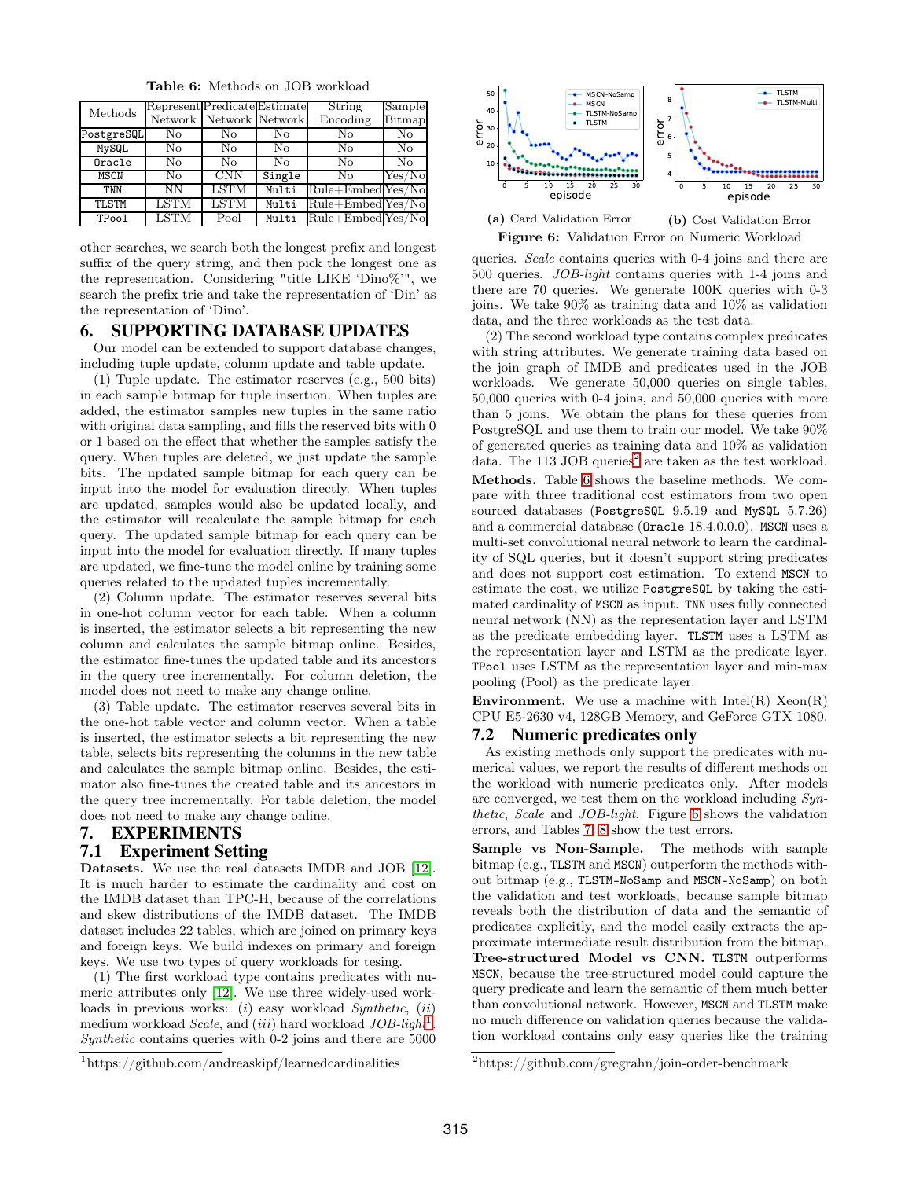**Table 6:** Methods on JOB workload

| Methods | Represent Network | Predicate Network | Estimate Network | String Encoding | Sample Bitmap |
|---|---|---|---|---|---|
| PostgreSQL | No | No | No | No | No |
| MySQL | No | No | No | No | No |
| Oracle | No | No | No | No | No |
| MSCN | No | CNN | Single | No | Yes/No |
| TNN | NN | LSTM | Multi | Rule+Embed | Yes/No |
| TLSTM | LSTM | LSTM | Multi | Rule+Embed | Yes/No |
| TPool | LSTM | Pool | Multi | Rule+Embed | Yes/No |

other searches, we search both the longest prefix and longest suffix of the query string, and then pick the longest one as the representation. Considering "title LIKE 'Dino%'", we search the prefix trie and take the representation of 'Din' as the representation of 'Dino'.

# 6. SUPPORTING DATABASE UPDATES

Our model can be extended to support database changes, including tuple update, column update and table update.

(1) Tuple update. The estimator reserves (e.g., 500 bits) in each sample bitmap for tuple insertion. When tuples are added, the estimator samples new tuples in the same ratio with original data sampling, and fills the reserved bits with 0 or 1 based on the effect that whether the samples satisfy the query. When tuples are deleted, we just update the sample bits. The updated sample bitmap for each query can be input into the model for evaluation directly. When tuples are updated, samples would also be updated locally, and the estimator will recalculate the sample bitmap for each query. The updated sample bitmap for each query can be input into the model for evaluation directly. If many tuples are updated, we fine-tune the model online by training some queries related to the updated tuples incrementally.

(2) Column update. The estimator reserves several bits in one-hot column vector for each table. When a column is inserted, the estimator selects a bit representing the new column and calculates the sample bitmap online. Besides, the estimator fine-tunes the updated table and its ancestors in the query tree incrementally. For column deletion, the model does not need to make any change online.

(3) Table update. The estimator reserves several bits in the one-hot table vector and column vector. When a table is inserted, the estimator selects a bit representing the new table, selects bits representing the columns in the new table and calculates the sample bitmap online. Besides, the estimator also fine-tunes the created table and its ancestors in the query tree incrementally. For table deletion, the model does not need to make any change online.

# 7. EXPERIMENTS

## 7.1 Experiment Setting

**Datasets.** We use the real datasets IMDB and JOB [12]. It is much harder to estimate the cardinality and cost on the IMDB dataset than TPC-H, because of the correlations and skew distributions of the IMDB dataset. The IMDB dataset includes 22 tables, which are joined on primary keys and foreign keys. We build indexes on primary and foreign keys. We use two types of query workloads for tesing.

(1) The first workload type contains predicates with numeric attributes only [12]. We use three widely-used workloads in previous works: (*i*) easy workload *Synthetic*, (*ii*) medium workload *Scale*, and (*iii*) hard workload *JOB-light*[1]. *Synthetic* contains queries with 0-2 joins and there are 5000 queries. *Scale* contains queries with 0-4 joins and there are 500 queries. *JOB-light* contains queries with 1-4 joins and there are 70 queries. We generate 100K queries with 0-3 joins. We take 90% as training data and 10% as validation data, and the three workloads as the test data.

(2) The second workload type contains complex predicates with string attributes. We generate training data based on the join graph of IMDB and predicates used in the JOB workloads. We generate 50,000 queries on single tables, 50,000 queries with 0-4 joins, and 50,000 queries with more than 5 joins. We obtain the plans for these queries from PostgreSQL and use them to train our model. We take 90% of generated queries as training data and 10% as validation data. The 113 JOB queries[2] are taken as the test workload.

[1] https://github.com/andreaskipf/learnedcardinalities

**Figure 6:** Validation Error on Numeric Workload — (a) Card Validation Error; (b) Cost Validation Error

**Methods.** Table 6 shows the baseline methods. We compare with three traditional cost estimators from two open sourced databases (PostgreSQL 9.5.19 and MySQL 5.7.26) and a commercial database (Oracle 18.4.0.0.0). MSCN uses a multi-set convolutional neural network to learn the cardinality of SQL queries, but it doesn't support string predicates and does not support cost estimation. To extend MSCN to estimate the cost, we utilize PostgreSQL by taking the estimated cardinality of MSCN as input. TNN uses fully connected neural network (NN) as the representation layer and LSTM as the predicate embedding layer. TLSTM uses a LSTM as the representation layer and LSTM as the predicate layer. TPool uses LSTM as the representation layer and min-max pooling (Pool) as the predicate layer.

**Environment.** We use a machine with Intel(R) Xeon(R) CPU E5-2630 v4, 128GB Memory, and GeForce GTX 1080.

## 7.2 Numeric predicates only

As existing methods only support the predicates with numerical values, we report the results of different methods on the workload with numeric predicates only. After models are converged, we test them on the workload including *Synthetic*, *Scale* and *JOB-light*. Figure 6 shows the validation errors, and Tables 7, 8 show the test errors.

**Sample vs Non-Sample.** The methods with sample bitmap (e.g., TLSTM and MSCN) outperform the methods without bitmap (e.g., TLSTM-NoSamp and MSCN-NoSamp) on both the validation and test workloads, because sample bitmap reveals both the distribution of data and the semantic of predicates explicitly, and the model easily extracts the approximate intermediate result distribution from the bitmap.

**Tree-structured Model vs CNN.** TLSTM outperforms MSCN, because the tree-structured model could capture the query predicate and learn the semantic of them much better than convolutional network. However, MSCN and TLSTM make no much difference on validation queries because the validation workload contains only easy queries like the training

[2] https://github.com/gregrahn/join-order-benchmark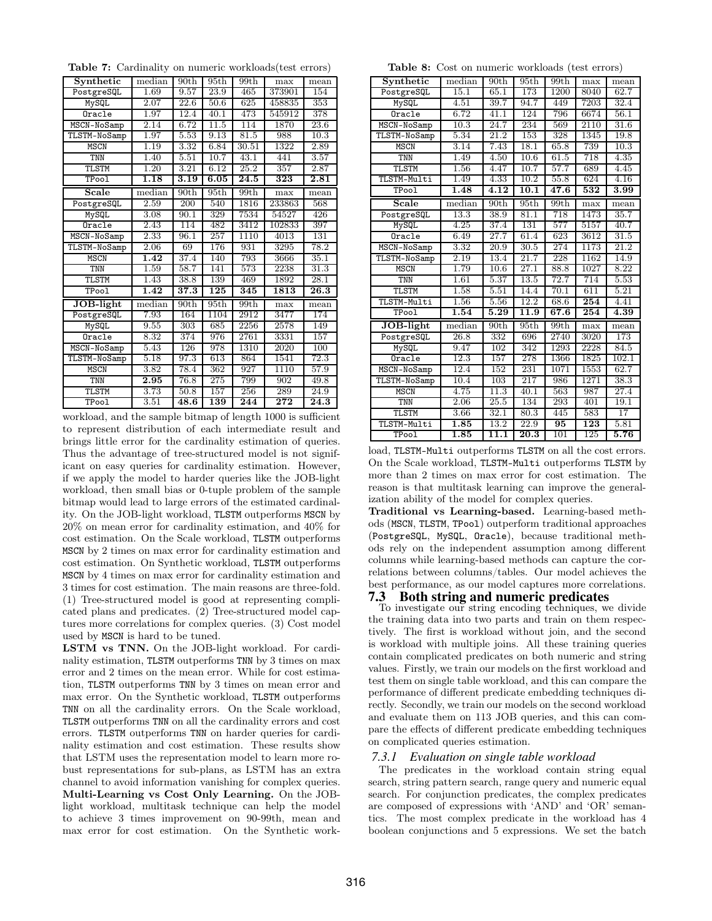**Table 7:** Cardinality on numeric workloads(test errors)

| Synthetic | median | 90th | 95th | 99th | max | mean |
|---|---|---|---|---|---|---|
| PostgreSQL | 1.69 | 9.57 | 23.9 | 465 | 373901 | 154 |
| MySQL | 2.07 | 22.6 | 50.6 | 625 | 458835 | 353 |
| Oracle | 1.97 | 12.4 | 40.1 | 473 | 545912 | 378 |
| MSCN-NoSamp | 2.14 | 6.72 | 11.5 | 114 | 1870 | 23.6 |
| TLSTM-NoSamp | 1.97 | 5.53 | 9.13 | 81.5 | 988 | 10.3 |
| MSCN | 1.19 | 3.32 | 6.84 | 30.51 | 1322 | 2.89 |
| TNN | 1.40 | 5.51 | 10.7 | 43.1 | 441 | 3.57 |
| TLSTM | 1.20 | 3.21 | 6.12 | 25.2 | 357 | 2.87 |
| TPool | **1.18** | **3.19** | **6.05** | **24.5** | **323** | **2.81** |
| **Scale** | median | 90th | 95th | 99th | max | mean |
| PostgreSQL | 2.59 | 200 | 540 | 1816 | 233863 | 568 |
| MySQL | 3.08 | 90.1 | 329 | 7534 | 54527 | 426 |
| Oracle | 2.43 | 114 | 482 | 3412 | 102833 | 397 |
| MSCN-NoSamp | 2.33 | 96.1 | 257 | 1110 | 4013 | 131 |
| TLSTM-NoSamp | 2.06 | 69 | 176 | 931 | 3295 | 78.2 |
| MSCN | **1.42** | 37.4 | 140 | 793 | 3666 | 35.1 |
| TNN | 1.59 | 58.7 | 141 | 573 | 2238 | 31.3 |
| TLSTM | 1.43 | 38.8 | 139 | 469 | 1892 | 28.1 |
| TPool | **1.42** | **37.3** | **125** | **345** | **1813** | **26.3** |
| **JOB-light** | median | 90th | 95th | 99th | max | mean |
| PostgreSQL | 7.93 | 164 | 1104 | 2912 | 3477 | 174 |
| MySQL | 9.55 | 303 | 685 | 2256 | 2578 | 149 |
| Oracle | 8.32 | 374 | 976 | 2761 | 3331 | 157 |
| MSCN-NoSamp | 5.43 | 126 | 978 | 1310 | 2020 | 100 |
| TLSTM-NoSamp | 5.18 | 97.3 | 613 | 864 | 1541 | 72.3 |
| MSCN | 3.82 | 78.4 | 362 | 927 | 1110 | 57.9 |
| TNN | **2.95** | 76.8 | 275 | 799 | 902 | 49.8 |
| TLSTM | 3.73 | 50.8 | 157 | 256 | 289 | 24.9 |
| TPool | 3.51 | **48.6** | **139** | **244** | **272** | **24.3** |

**Table 8:** Cost on numeric workloads (test errors)

| Synthetic | median | 90th | 95th | 99th | max | mean |
|---|---|---|---|---|---|---|
| PostgreSQL | 15.1 | 65.1 | 173 | 1200 | 8040 | 62.7 |
| MySQL | 4.51 | 39.7 | 94.7 | 449 | 7203 | 32.4 |
| Oracle | 6.72 | 41.1 | 124 | 796 | 6674 | 56.1 |
| MSCN-NoSamp | 10.3 | 24.7 | 234 | 569 | 2110 | 31.6 |
| TLSTM-NoSamp | 5.34 | 21.2 | 153 | 328 | 1345 | 19.8 |
| MSCN | 3.14 | 7.43 | 18.1 | 65.8 | 739 | 10.3 |
| TNN | 1.49 | 4.50 | 10.6 | 61.5 | 718 | 4.35 |
| TLSTM | 1.56 | 4.47 | 10.7 | 57.7 | 689 | 4.45 |
| TLSTM-Multi | 1.49 | 4.33 | 10.2 | 55.8 | 624 | 4.16 |
| TPool | **1.48** | **4.12** | **10.1** | **47.6** | **532** | **3.99** |
| **Scale** | median | 90th | 95th | 99th | max | mean |
| PostgreSQL | 13.3 | 38.9 | 81.1 | 718 | 1473 | 35.7 |
| MySQL | 4.25 | 37.4 | 131 | 577 | 5157 | 40.7 |
| Oracle | 6.49 | 27.7 | 61.4 | 623 | 3612 | 31.5 |
| MSCN-NoSamp | 3.32 | 20.9 | 30.5 | 274 | 1173 | 21.2 |
| TLSTM-NoSamp | 2.19 | 13.4 | 21.7 | 228 | 1162 | 14.9 |
| MSCN | 1.79 | 10.6 | 27.1 | 88.8 | 1027 | 8.22 |
| TNN | 1.61 | 5.37 | 13.5 | 72.7 | 714 | 5.53 |
| TLSTM | 1.58 | 5.51 | 14.4 | 70.1 | 611 | 5.21 |
| TLSTM-Multi | 1.56 | 5.56 | 12.2 | 68.6 | **254** | 4.41 |
| TPool | **1.54** | **5.29** | **11.9** | **67.6** | **254** | **4.39** |
| **JOB-light** | median | 90th | 95th | 99th | max | mean |
| PostgreSQL | 26.8 | 332 | 696 | 2740 | 3020 | 173 |
| MySQL | 9.47 | 102 | 342 | 1293 | 2228 | 84.5 |
| Oracle | 12.3 | 157 | 278 | 1366 | 1825 | 102.1 |
| MSCN-NoSamp | 12.4 | 152 | 231 | 1071 | 1553 | 62.7 |
| TLSTM-NoSamp | 10.4 | 103 | 217 | 986 | 1271 | 38.3 |
| MSCN | 4.75 | 11.3 | 40.1 | 563 | 987 | 27.4 |
| TNN | 2.06 | 25.5 | 134 | 293 | 401 | 19.1 |
| TLSTM | 3.66 | 32.1 | 80.3 | 445 | 583 | 17 |
| TLSTM-Multi | **1.85** | 13.2 | 22.9 | **95** | **123** | 5.81 |
| TPool | **1.85** | **11.1** | **20.3** | 101 | 125 | **5.76** |

workload, and the sample bitmap of length 1000 is sufficient to represent distribution of each intermediate result and brings little error for the cardinality estimation of queries. Thus the advantage of tree-structured model is not significant on easy queries for cardinality estimation. However, if we apply the model to harder queries like the JOB-light workload, then small bias or 0-tuple problem of the sample bitmap would lead to large errors of the estimated cardinality. On the JOB-light workload, TLSTM outperforms MSCN by 20% on mean error for cardinality estimation, and 40% for cost estimation. On the Scale workload, TLSTM outperforms MSCN by 2 times on max error for cardinality estimation and cost estimation. On Synthetic workload, TLSTM outperforms MSCN by 4 times on max error for cardinality estimation and 3 times for cost estimation. The main reasons are three-fold. (1) Tree-structured model is good at representing complicated plans and predicates. (2) Tree-structured model captures more correlations for complex queries. (3) Cost model used by MSCN is hard to be tuned.

**LSTM vs TNN.** On the JOB-light workload. For cardinality estimation, TLSTM outperforms TNN by 3 times on max error and 2 times on the mean error. While for cost estimation, TLSTM outperforms TNN by 3 times on mean error and max error. On the Synthetic workload, TLSTM outperforms TNN on all the cardinality errors. On the Scale workload, TLSTM outperforms TNN on all the cardinality errors and cost errors. TLSTM outperforms TNN on harder queries for cardinality estimation and cost estimation. These results show that LSTM uses the representation model to learn more robust representations for sub-plans, as LSTM has an extra channel to avoid information vanishing for complex queries.

**Multi-Learning vs Cost Only Learning.** On the JOB-light workload, multitask technique can help the model to achieve 3 times improvement on 90-99th, mean and max error for cost estimation. On the Synthetic workload, TLSTM-Multi outperforms TLSTM on all the cost errors. On the Scale workload, TLSTM-Multi outperforms TLSTM by more than 2 times on max error for cost estimation. The reason is that multitask learning can improve the generalization ability of the model for complex queries.

**Traditional vs Learning-based.** Learning-based methods (MSCN, TLSTM, TPool) outperform traditional approaches (PostgreSQL, MySQL, Oracle), because traditional methods rely on the independent assumption among different columns while learning-based methods can capture the correlations between columns/tables. Our model achieves the best performance, as our model captures more correlations.

## 7.3 Both string and numeric predicates

To investigate our string encoding techniques, we divide the training data into two parts and train on them respectively. The first is workload without join, and the second is workload with multiple joins. All these training queries contain complicated predicates on both numeric and string values. Firstly, we train our models on the first workload and test them on single table workload, and this can compare the performance of different predicate embedding techniques directly. Secondly, we train our models on the second workload and evaluate them on 113 JOB queries, and this can compare the effects of different predicate embedding techniques on complicated queries estimation.

### 7.3.1 Evaluation on single table workload

The predicates in the workload contain string equal search, string pattern search, range query and numeric equal search. For conjunction predicates, the complex predicates are composed of expressions with 'AND' and 'OR' semantics. The most complex predicate in the workload has 4 boolean conjunctions and 5 expressions. We set the batch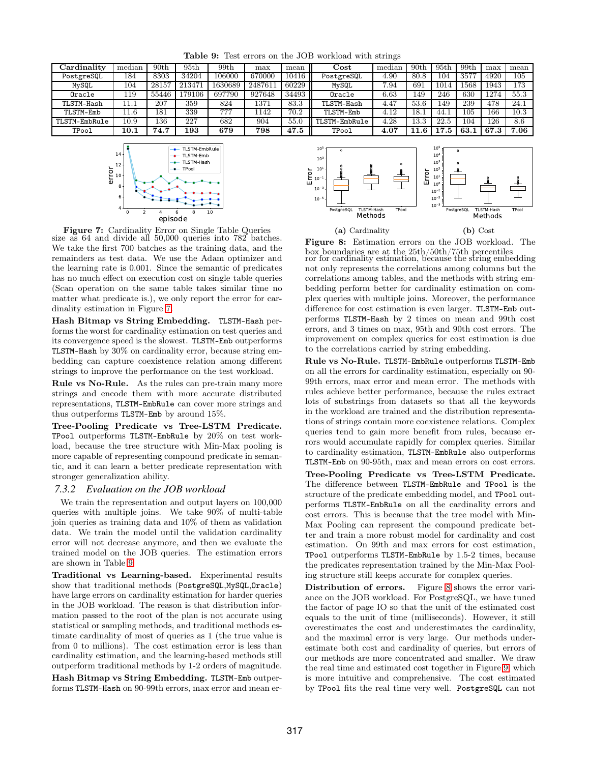**Table 9:** Test errors on the JOB workload with strings

| Cardinality | median | 90th | 95th | 99th | max | mean | Cost | median | 90th | 95th | 99th | max | mean |
|---|---|---|---|---|---|---|---|---|---|---|---|---|---|
| PostgreSQL | 184 | 8303 | 34204 | 106000 | 670000 | 10416 | PostgreSQL | 4.90 | 80.8 | 104 | 3577 | 4920 | 105 |
| MySQL | 104 | 28157 | 213471 | 1630689 | 2487611 | 60229 | MySQL | 7.94 | 691 | 1014 | 1568 | 1943 | 173 |
| Oracle | 119 | 55446 | 179106 | 697790 | 927648 | 34493 | Oracle | 6.63 | 149 | 246 | 630 | 1274 | 55.3 |
| TLSTM-Hash | 11.1 | 207 | 359 | 824 | 1371 | 83.3 | TLSTM-Hash | 4.47 | 53.6 | 149 | 239 | 478 | 24.1 |
| TLSTM-Emb | 11.6 | 181 | 339 | 777 | 1142 | 70.2 | TLSTM-Emb | 4.12 | 18.1 | 44.1 | 105 | 166 | 10.3 |
| TLSTM-EmbRule | 10.9 | 136 | 227 | 682 | 904 | 55.0 | TLSTM-EmbRule | 4.28 | 13.3 | 22.5 | 104 | 126 | 8.6 |
| TPool | **10.1** | **74.7** | **193** | **679** | **798** | **47.5** | TPool | **4.07** | **11.6** | **17.5** | **63.1** | **67.3** | **7.06** |

**Figure 7:** Cardinality Error on Single Table Queries

**Figure 8:** Estimation errors on the JOB workload. The box boundaries are at the 25th/50th/75th percentiles. (a) Cardinality (b) Cost

size as 64 and divide all 50,000 queries into 782 batches. We take the first 700 batches as the training data, and the remainders as test data. We use the Adam optimizer and the learning rate is 0.001. Since the semantic of predicates has no much effect on execution cost on single table queries (Scan operation on the same table takes similar time no matter what predicate is.), we only report the error for cardinality estimation in Figure 7.

**Hash Bitmap vs String Embedding.** TLSTM-Hash performs the worst for cardinality estimation on test queries and its convergence speed is the slowest. TLSTM-Emb outperforms TLSTM-Hash by 30% on cardinality error, because string embedding can capture coexistence relation among different strings to improve the performance on the test workload.

**Rule vs No-Rule.** As the rules can pre-train many more strings and encode them with more accurate distributed representations, TLSTM-EmbRule can cover more strings and thus outperforms TLSTM-Emb by around 15%.

**Tree-Pooling Predicate vs Tree-LSTM Predicate.** TPool outperforms TLSTM-EmbRule by 20% on test workload, because the tree structure with Min-Max pooling is more capable of representing compound predicate in semantic, and it can learn a better predicate representation with stronger generalization ability.

### 7.3.2 Evaluation on the JOB workload

We train the representation and output layers on 100,000 queries with multiple joins. We take 90% of multi-table join queries as training data and 10% of them as validation data. We train the model until the validation cardinality error will not decrease anymore, and then we evaluate the trained model on the JOB queries. The estimation errors are shown in Table 9.

**Traditional vs Learning-based.** Experimental results show that traditional methods (PostgreSQL,MySQL,Oracle) have large errors on cardinality estimation for harder queries in the JOB workload. The reason is that distribution information passed to the root of the plan is not accurate using statistical or sampling methods, and traditional methods estimate cardinality of most of queries as 1 (the true value is from 0 to millions). The cost estimation error is less than cardinality estimation, and the learning-based methods still outperform traditional methods by 1-2 orders of magnitude.

**Hash Bitmap vs String Embedding.** TLSTM-Emb outperforms TLSTM-Hash on 90-99th errors, max error and mean error for cardinality estimation, because the string embedding not only represents the correlations among columns but the correlations among tables, and the methods with string embedding perform better for cardinality estimation on complex queries with multiple joins. Moreover, the performance difference for cost estimation is even larger. TLSTM-Emb outperforms TLSTM-Hash by 2 times on mean and 99th cost errors, and 3 times on max, 95th and 90th cost errors. The improvement on complex queries for cost estimation is due to the correlations carried by string embedding.

**Rule vs No-Rule.** TLSTM-EmbRule outperforms TLSTM-Emb on all the errors for cardinality estimation, especially on 90-99th errors, max error and mean error. The methods with rules achieve better performance, because the rules extract lots of substrings from datasets so that all the keywords in the workload are trained and the distribution representations of strings contain more coexistence relations. Complex queries tend to gain more benefit from rules, because errors would accumulate rapidly for complex queries. Similar to cardinality estimation, TLSTM-EmbRule also outperforms TLSTM-Emb on 90-95th, max and mean errors on cost errors.

**Tree-Pooling Predicate vs Tree-LSTM Predicate.** The difference between TLSTM-EmbRule and TPool is the structure of the predicate embedding model, and TPool outperforms TLSTM-EmbRule on all the cardinality errors and cost errors. This is because that the tree model with Min-Max Pooling can represent the compound predicate better and train a more robust model for cardinality and cost estimation. On 99th and max errors for cost estimation, TPool outperforms TLSTM-EmbRule by 1.5-2 times, because the predicates representation trained by the Min-Max Pooling structure still keeps accurate for complex queries.

**Distribution of errors.** Figure 8 shows the error variance on the JOB workload. For PostgreSQL, we have tuned the factor of page IO so that the unit of the estimated cost equals to the unit of time (milliseconds). However, it still overestimates the cost and underestimates the cardinality, and the maximal error is very large. Our methods underestimate both cost and cardinality of queries, but errors of our methods are more concentrated and smaller. We draw the real time and estimated cost together in Figure 9, which is more intuitive and comprehensive. The cost estimated by TPool fits the real time very well. PostgreSQL can not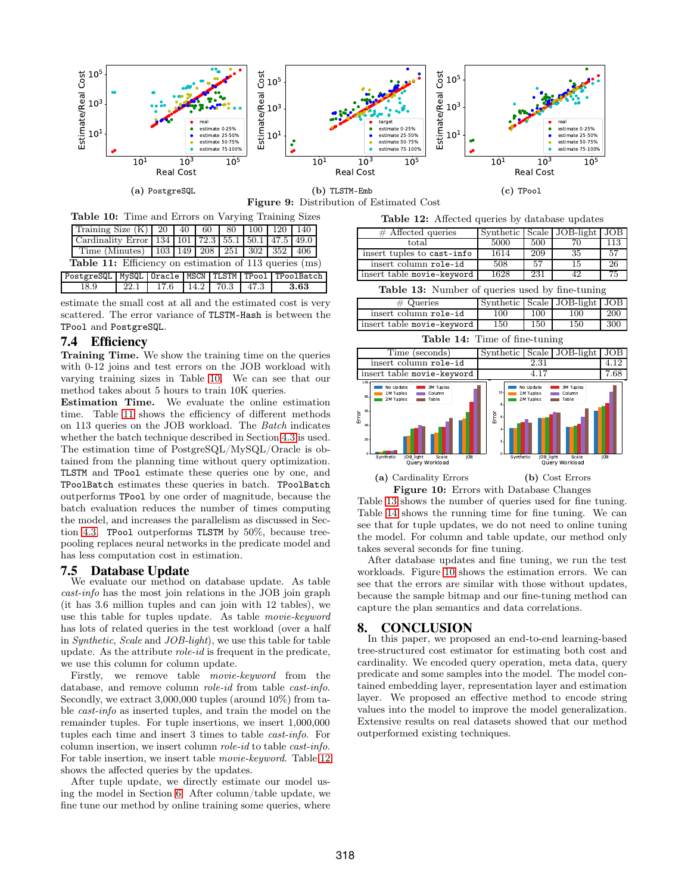Figure 9: Distribution of Estimated Cost

(a) PostgreSQL (b) TLSTM-Emb (c) TPool

Table 10: Time and Errors on Varying Training Sizes

| Training Size (K) | 20 | 40 | 60 | 80 | 100 | 120 | 140 |
|---|---|---|---|---|---|---|---|
| Cardinality Error | 134 | 101 | 72.3 | 55.1 | 50.1 | 47.5 | 49.0 |
| Time (Minutes) | 103 | 149 | 208 | 251 | 302 | 352 | 406 |

Table 11: Efficiency on estimation of 113 queries (ms)

| PostgreSQL | MySQL | Oracle | MSCN | TLSTM | TPool | TPoolBatch |
|---|---|---|---|---|---|---|
| 18.9 | 22.1 | 17.6 | 14.2 | 70.3 | 47.3 | **3.63** |

estimate the small cost at all and the estimated cost is very scattered. The error variance of TLSTM-Hash is between the TPool and PostgreSQL.

## 7.4 Efficiency

**Training Time.** We show the training time on the queries with 0-12 joins and test errors on the JOB workload with varying training sizes in Table 10. We can see that our method takes about 5 hours to train 10K queries.

**Estimation Time.** We evaluate the online estimation time. Table 11 shows the efficiency of different methods on 113 queries on the JOB workload. The *Batch* indicates whether the batch technique described in Section 4.3 is used. The estimation time of PostgreSQL/MySQL/Oracle is obtained from the planning time without query optimization. TLSTM and TPool estimate these queries one by one, and TPoolBatch estimates these queries in batch. TPoolBatch outperforms TPool by one order of magnitude, because the batch evaluation reduces the number of times computing the model, and increases the parallelism as discussed in Section 4.3. TPool outperforms TLSTM by 50%, because tree-pooling replaces neural networks in the predicate model and has less computation cost in estimation.

## 7.5 Database Update

We evaluate our method on database update. As table *cast-info* has the most join relations in the JOB join graph (it has 3.6 million tuples and can join with 12 tables), we use this table for tuples update. As table *movie-keyword* has lots of related queries in the test workload (over a half in *Synthetic*, *Scale* and *JOB-light*), we use this table for table update. As the attribute *role-id* is frequent in the predicate, we use this column for column update.

Firstly, we remove table *movie-keyword* from the database, and remove column *role-id* from table *cast-info*. Secondly, we extract 3,000,000 tuples (around 10%) from table *cast-info* as inserted tuples, and train the model on the remainder tuples. For tuple insertion, we insert 1,000,000 tuples each time and insert 3 times to table *cast-info*. For column insertion, we insert column *role-id* to table *cast-info*. For table insertion, we insert table *movie-keyword*. Table 12 shows the affected queries by the updates.

After tuple update, we directly estimate our model using the model in Section 6. After column/table update, we fine tune our method by online training some queries, where

Table 12: Affected queries by database updates

| # Affected queries | Synthetic | Scale | JOB-light | JOB |
|---|---|---|---|---|
| total | 5000 | 500 | 70 | 113 |
| insert tuples to cast-info | 1614 | 209 | 35 | 57 |
| insert column role-id | 508 | 57 | 15 | 26 |
| insert table movie-keyword | 1628 | 231 | 42 | 75 |

Table 13: Number of queries used by fine-tuning

| # Queries | Synthetic | Scale | JOB-light | JOB |
|---|---|---|---|---|
| insert column role-id | 100 | 100 | 100 | 200 |
| insert table movie-keyword | 150 | 150 | 150 | 300 |

Table 14: Time of fine-tuning

| Time (seconds) | Synthetic | Scale | JOB-light | JOB |
|---|---|---|---|---|
| insert column role-id | 2.31 | | | 4.12 |
| insert table movie-keyword | 4.17 | | | 7.68 |

(a) Cardinality Errors (b) Cost Errors

Figure 10: Errors with Database Changes

Table 13 shows the number of queries used for fine tuning. Table 14 shows the running time for fine tuning. We can see that for tuple updates, we do not need to online tuning the model. For column and table update, our method only takes several seconds for fine tuning.

After database updates and fine tuning, we run the test workloads. Figure 10 shows the estimation errors. We can see that the errors are similar with those without updates, because the sample bitmap and our fine-tuning method can capture the plan semantics and data correlations.

# 8. CONCLUSION

In this paper, we proposed an end-to-end learning-based tree-structured cost estimator for estimating both cost and cardinality. We encoded query operation, meta data, query predicate and some samples into the model. The model contained embedding layer, representation layer and estimation layer. We proposed an effective method to encode string values into the model to improve the model generalization. Extensive results on real datasets showed that our method outperformed existing techniques.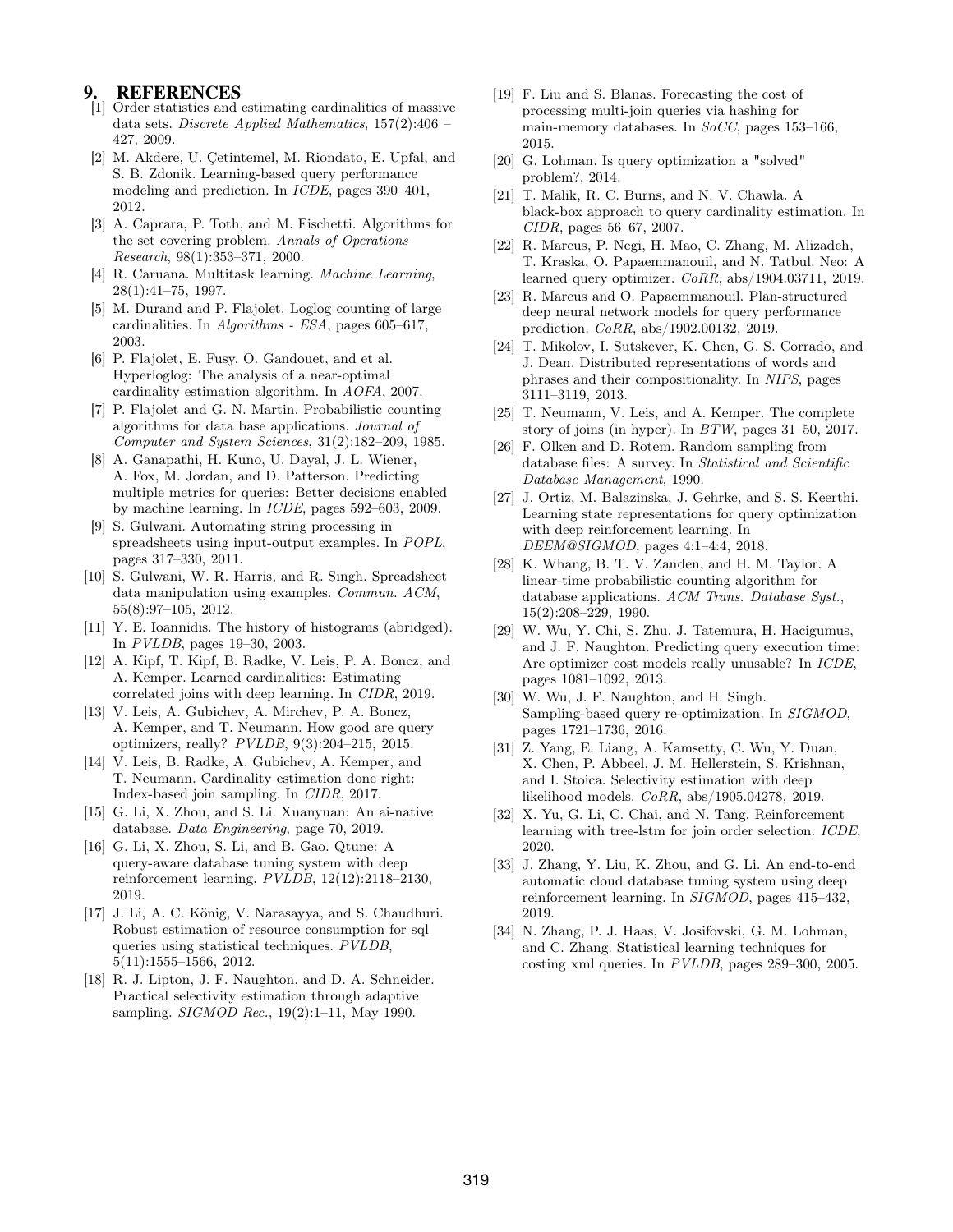# 9. REFERENCES

[1] Order statistics and estimating cardinalities of massive data sets. *Discrete Applied Mathematics*, 157(2):406 – 427, 2009.

[2] M. Akdere, U. Çetintemel, M. Riondato, E. Upfal, and S. B. Zdonik. Learning-based query performance modeling and prediction. In *ICDE*, pages 390–401, 2012.

[3] A. Caprara, P. Toth, and M. Fischetti. Algorithms for the set covering problem. *Annals of Operations Research*, 98(1):353–371, 2000.

[4] R. Caruana. Multitask learning. *Machine Learning*, 28(1):41–75, 1997.

[5] M. Durand and P. Flajolet. Loglog counting of large cardinalities. In *Algorithms - ESA*, pages 605–617, 2003.

[6] P. Flajolet, E. Fusy, O. Gandouet, and et al. Hyperloglog: The analysis of a near-optimal cardinality estimation algorithm. In *AOFA*, 2007.

[7] P. Flajolet and G. N. Martin. Probabilistic counting algorithms for data base applications. *Journal of Computer and System Sciences*, 31(2):182–209, 1985.

[8] A. Ganapathi, H. Kuno, U. Dayal, J. L. Wiener, A. Fox, M. Jordan, and D. Patterson. Predicting multiple metrics for queries: Better decisions enabled by machine learning. In *ICDE*, pages 592–603, 2009.

[9] S. Gulwani. Automating string processing in spreadsheets using input-output examples. In *POPL*, pages 317–330, 2011.

[10] S. Gulwani, W. R. Harris, and R. Singh. Spreadsheet data manipulation using examples. *Commun. ACM*, 55(8):97–105, 2012.

[11] Y. E. Ioannidis. The history of histograms (abridged). In *PVLDB*, pages 19–30, 2003.

[12] A. Kipf, T. Kipf, B. Radke, V. Leis, P. A. Boncz, and A. Kemper. Learned cardinalities: Estimating correlated joins with deep learning. In *CIDR*, 2019.

[13] V. Leis, A. Gubichev, A. Mirchev, P. A. Boncz, A. Kemper, and T. Neumann. How good are query optimizers, really? *PVLDB*, 9(3):204–215, 2015.

[14] V. Leis, B. Radke, A. Gubichev, A. Kemper, and T. Neumann. Cardinality estimation done right: Index-based join sampling. In *CIDR*, 2017.

[15] G. Li, X. Zhou, and S. Li. Xuanyuan: An ai-native database. *Data Engineering*, page 70, 2019.

[16] G. Li, X. Zhou, S. Li, and B. Gao. Qtune: A query-aware database tuning system with deep reinforcement learning. *PVLDB*, 12(12):2118–2130, 2019.

[17] J. Li, A. C. König, V. Narasayya, and S. Chaudhuri. Robust estimation of resource consumption for sql queries using statistical techniques. *PVLDB*, 5(11):1555–1566, 2012.

[18] R. J. Lipton, J. F. Naughton, and D. A. Schneider. Practical selectivity estimation through adaptive sampling. *SIGMOD Rec.*, 19(2):1–11, May 1990.

[19] F. Liu and S. Blanas. Forecasting the cost of processing multi-join queries via hashing for main-memory databases. In *SoCC*, pages 153–166, 2015.

[20] G. Lohman. Is query optimization a "solved" problem?, 2014.

[21] T. Malik, R. C. Burns, and N. V. Chawla. A black-box approach to query cardinality estimation. In *CIDR*, pages 56–67, 2007.

[22] R. Marcus, P. Negi, H. Mao, C. Zhang, M. Alizadeh, T. Kraska, O. Papaemmanouil, and N. Tatbul. Neo: A learned query optimizer. *CoRR*, abs/1904.03711, 2019.

[23] R. Marcus and O. Papaemmanouil. Plan-structured deep neural network models for query performance prediction. *CoRR*, abs/1902.00132, 2019.

[24] T. Mikolov, I. Sutskever, K. Chen, G. S. Corrado, and J. Dean. Distributed representations of words and phrases and their compositionality. In *NIPS*, pages 3111–3119, 2013.

[25] T. Neumann, V. Leis, and A. Kemper. The complete story of joins (in hyper). In *BTW*, pages 31–50, 2017.

[26] F. Olken and D. Rotem. Random sampling from database files: A survey. In *Statistical and Scientific Database Management*, 1990.

[27] J. Ortiz, M. Balazinska, J. Gehrke, and S. S. Keerthi. Learning state representations for query optimization with deep reinforcement learning. In *DEEM@SIGMOD*, pages 4:1–4:4, 2018.

[28] K. Whang, B. T. V. Zanden, and H. M. Taylor. A linear-time probabilistic counting algorithm for database applications. *ACM Trans. Database Syst.*, 15(2):208–229, 1990.

[29] W. Wu, Y. Chi, S. Zhu, J. Tatemura, H. Hacigumus, and J. F. Naughton. Predicting query execution time: Are optimizer cost models really unusable? In *ICDE*, pages 1081–1092, 2013.

[30] W. Wu, J. F. Naughton, and H. Singh. Sampling-based query re-optimization. In *SIGMOD*, pages 1721–1736, 2016.

[31] Z. Yang, E. Liang, A. Kamsetty, C. Wu, Y. Duan, X. Chen, P. Abbeel, J. M. Hellerstein, S. Krishnan, and I. Stoica. Selectivity estimation with deep likelihood models. *CoRR*, abs/1905.04278, 2019.

[32] X. Yu, G. Li, C. Chai, and N. Tang. Reinforcement learning with tree-lstm for join order selection. *ICDE*, 2020.

[33] J. Zhang, Y. Liu, K. Zhou, and G. Li. An end-to-end automatic cloud database tuning system using deep reinforcement learning. In *SIGMOD*, pages 415–432, 2019.

[34] N. Zhang, P. J. Haas, V. Josifovski, G. M. Lohman, and C. Zhang. Statistical learning techniques for costing xml queries. In *PVLDB*, pages 289–300, 2005.